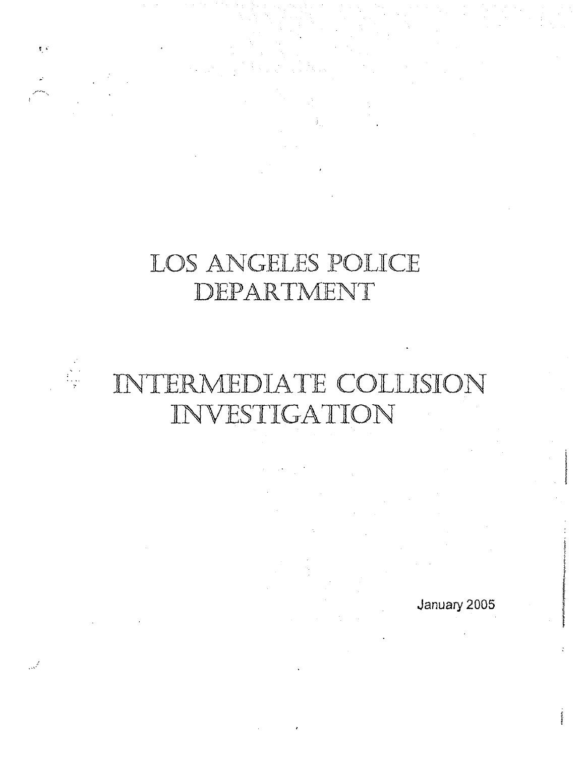# LOS ANGELES POLICE DEPARTMENT

# INTERMEDIATE COLLISION INVESTIGATION

January 2005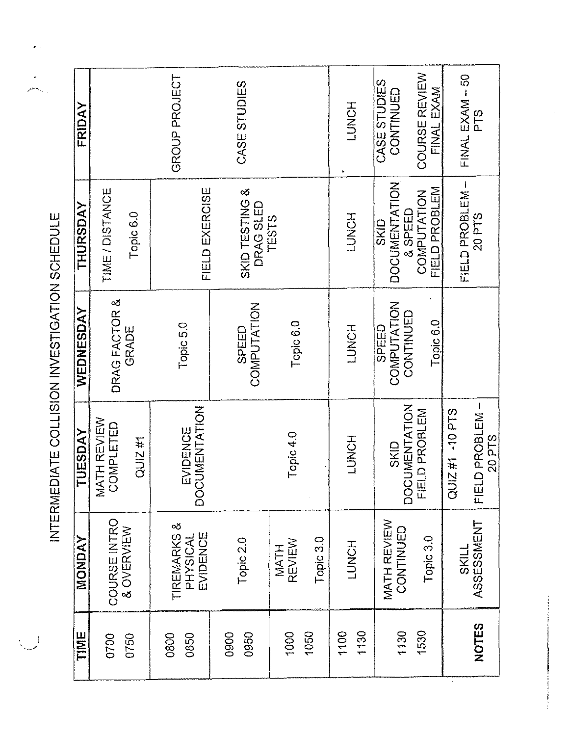# INTERMEDIATE COLLISION INVESTIGATION SCHEDULE

| TIME | MONDAY | TUESDAY | WEDNESDAY | THURSDAY | FRIDAY |
|---|---|---|---|---|---|
| 0700<br>0750 | COURSE INTRO & OVERVIEW | MATH REVIEW COMPLETED<br><br>QUIZ #1 | DRAG FACTOR & GRADE<br><br>Topic 5.0 | TIME / DISTANCE<br><br>Topic 6.0 | |
| 0800<br>0850 | TIREMARKS & PHYSICAL EVIDENCE<br><br>Topic 2.0 | EVIDENCE DOCUMENTATION | | FIELD EXERCISE | GROUP PROJECT |
| 0900<br>0950 | | | SPEED COMPUTATION<br><br>Topic 6.0 | SKID TESTING & DRAG SLED TESTS | CASE STUDIES |
| 1000<br>1050 | MATH REVIEW<br><br>Topic 3.0 | Topic 4.0 | | | |
| 1100<br>1130 | LUNCH | LUNCH | LUNCH | LUNCH | LUNCH |
| 1130<br>1530 | MATH REVIEW CONTINUED<br><br>Topic 3.0 | SKID DOCUMENTATION FIELD PROBLEM | SPEED COMPUTATION CONTINUED<br><br>Topic 6.0 | SKID DOCUMENTATION & SPEED COMPUTATION FIELD PROBLEM | CASE STUDIES CONTINUED<br><br>COURSE REVIEW FINAL EXAM |
| NOTES | SKILL ASSESSMENT | QUIZ #1 - 10 PTS<br><br>FIELD PROBLEM – 20 PTS | | FIELD PROBLEM – 20 PTS | FINAL EXAM – 50 PTS |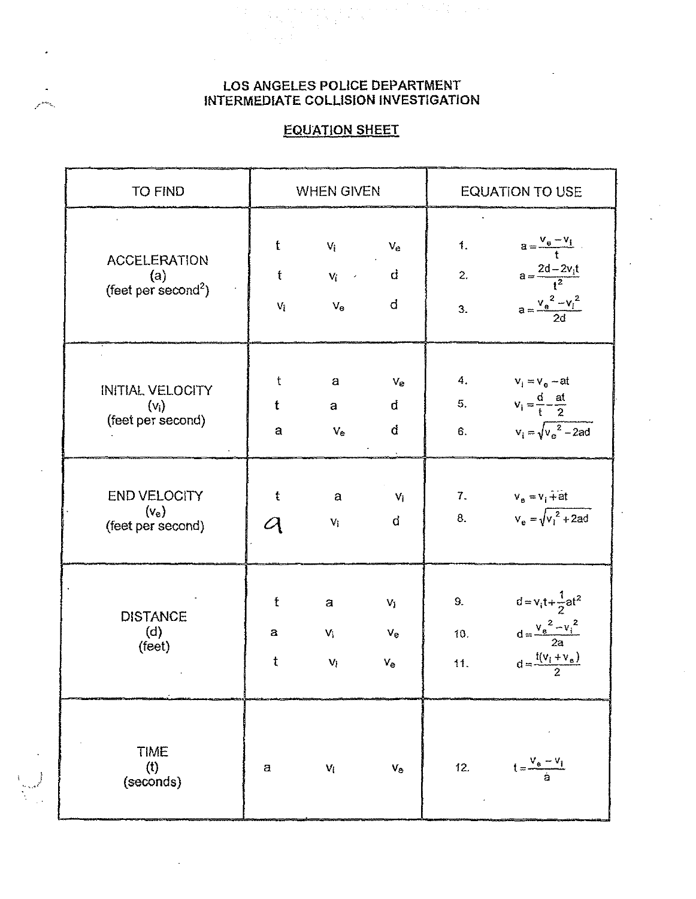# LOS ANGELES POLICE DEPARTMENT
# INTERMEDIATE COLLISION INVESTIGATION

## EQUATION SHEET

| TO FIND | WHEN GIVEN | | | EQUATION TO USE | |
|---|---|---|---|---|---|
| ACCELERATION (a) (feet per second$^2$) | t | $v_i$ | $v_e$ | 1. | $a = \frac{v_e - v_i}{t}$ |
| | t | $v_i$ | d | 2. | $a = \frac{2d - 2v_i t}{t^2}$ |
| | $v_i$ | $v_e$ | d | 3. | $a = \frac{v_e^2 - v_i^2}{2d}$ |
| INITIAL VELOCITY ($v_i$) (feet per second) | t | a | $v_e$ | 4. | $v_i = v_e - at$ |
| | t | a | d | 5. | $v_i = \frac{d}{t} - \frac{at}{2}$ |
| | a | $v_e$ | d | 6. | $v_i = \sqrt{v_e^2 - 2ad}$ |
| END VELOCITY ($v_e$) (feet per second) | t | a | $v_i$ | 7. | $v_e = v_i + at$ |
| | a | $v_i$ | d | 8. | $v_e = \sqrt{v_i^2 + 2ad}$ |
| DISTANCE (d) (feet) | t | a | $v_i$ | 9. | $d = v_i t + \frac{1}{2}at^2$ |
| | a | $v_i$ | $v_e$ | 10. | $d = \frac{v_e^2 - v_i^2}{2a}$ |
| | t | $v_i$ | $v_e$ | 11. | $d = \frac{t(v_i + v_e)}{2}$ |
| TIME (t) (seconds) | a | $v_i$ | $v_e$ | 12. | $t = \frac{v_e - v_i}{a}$ |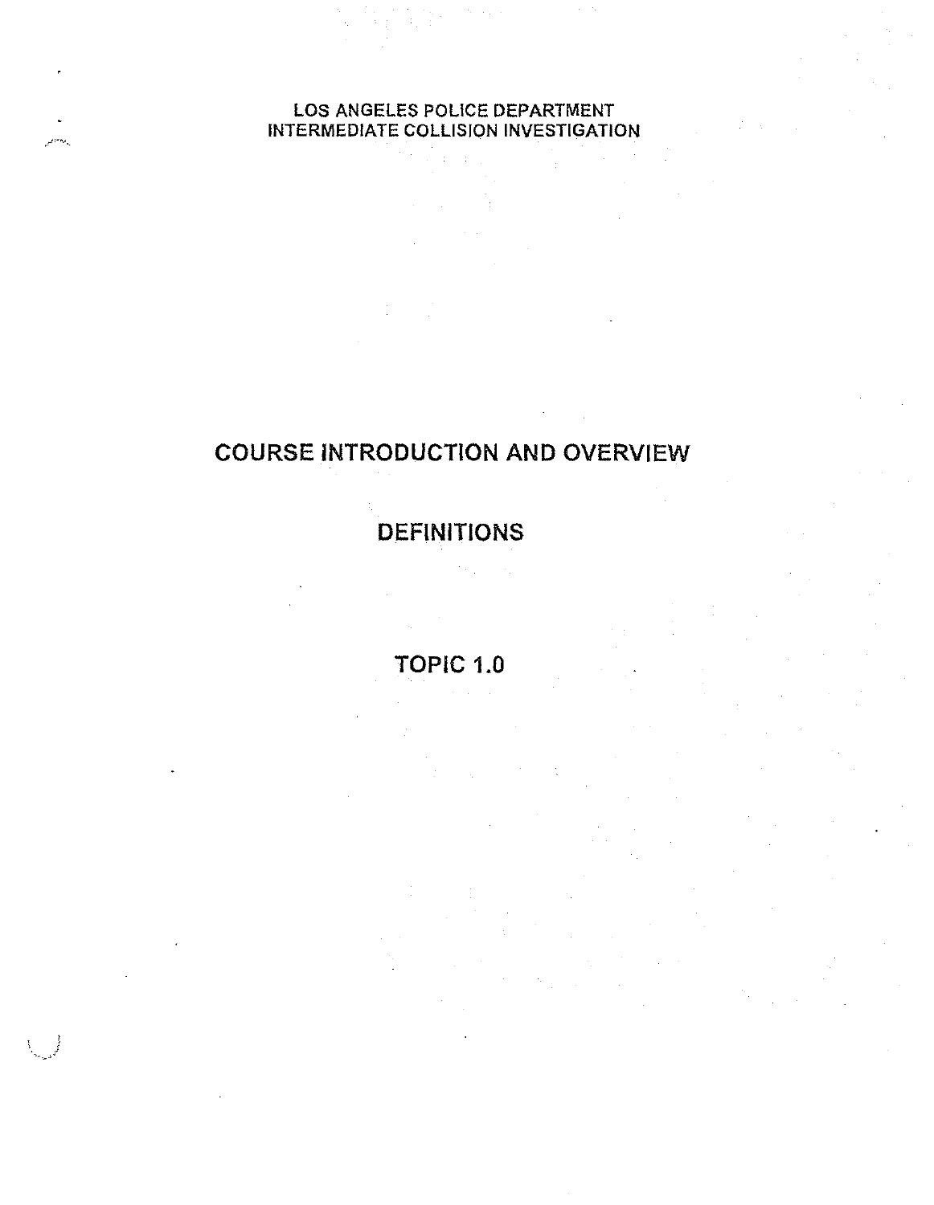LOS ANGELES POLICE DEPARTMENT
INTERMEDIATE COLLISION INVESTIGATION

# COURSE INTRODUCTION AND OVERVIEW

# DEFINITIONS

# TOPIC 1.0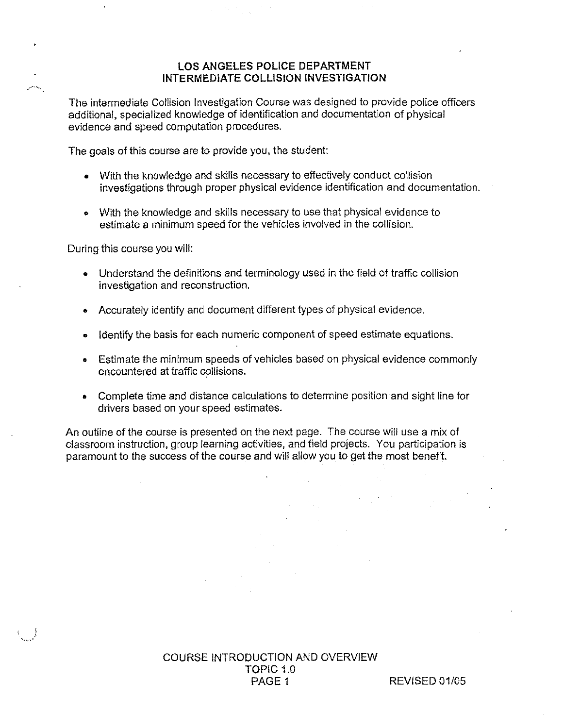# LOS ANGELES POLICE DEPARTMENT
# INTERMEDIATE COLLISION INVESTIGATION

The intermediate Collision Investigation Course was designed to provide police officers additional, specialized knowledge of identification and documentation of physical evidence and speed computation procedures.

The goals of this course are to provide you, the student:

- With the knowledge and skills necessary to effectively conduct collision investigations through proper physical evidence identification and documentation.
- With the knowledge and skills necessary to use that physical evidence to estimate a minimum speed for the vehicles involved in the collision.

During this course you will:

- Understand the definitions and terminology used in the field of traffic collision investigation and reconstruction.
- Accurately identify and document different types of physical evidence.
- Identify the basis for each numeric component of speed estimate equations.
- Estimate the minimum speeds of vehicles based on physical evidence commonly encountered at traffic collisions.
- Complete time and distance calculations to determine position and sight line for drivers based on your speed estimates.

An outline of the course is presented on the next page. The course will use a mix of classroom instruction, group learning activities, and field projects. You participation is paramount to the success of the course and will allow you to get the most benefit.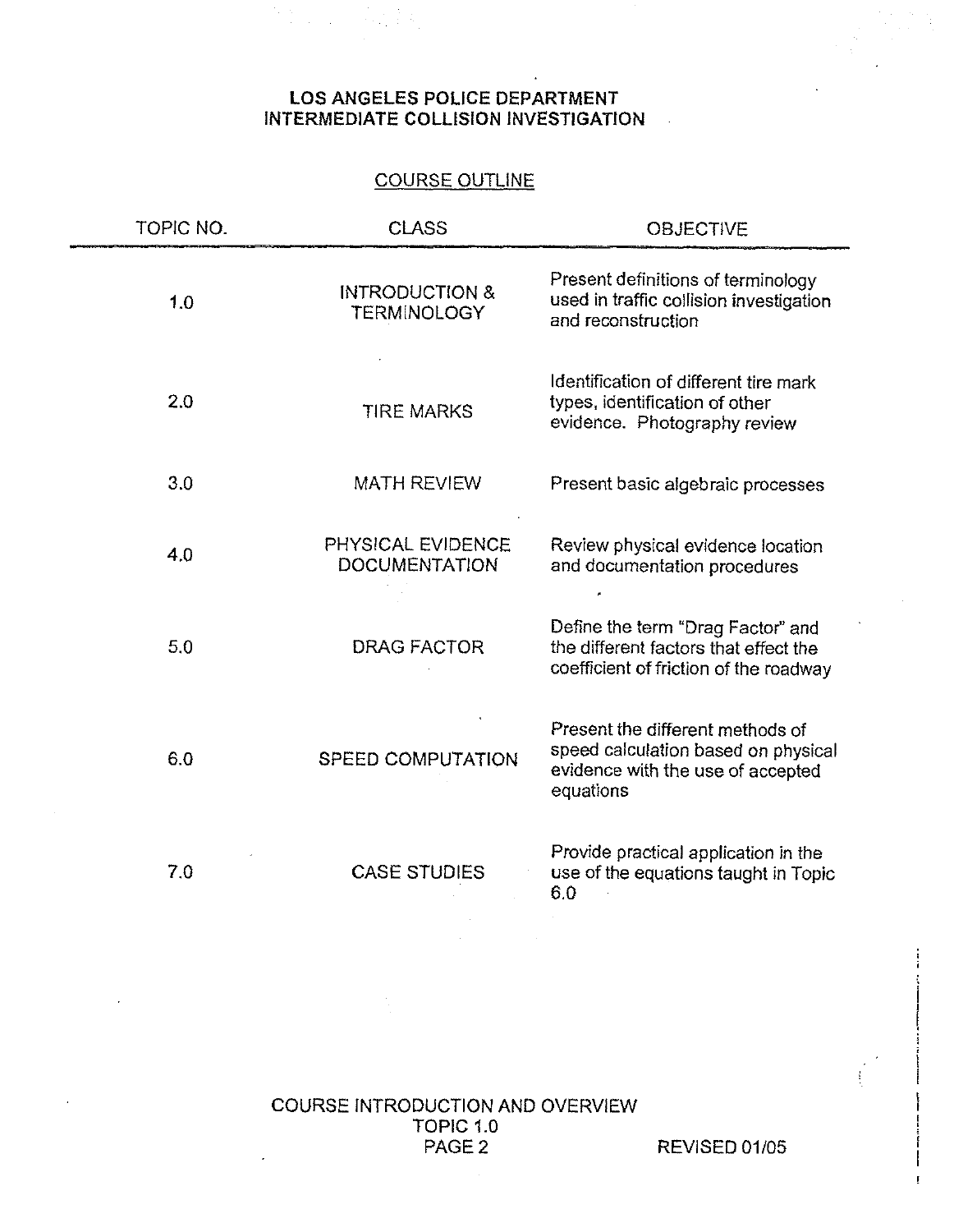**LOS ANGELES POLICE DEPARTMENT**
**INTERMEDIATE COLLISION INVESTIGATION**

## COURSE OUTLINE

| TOPIC NO. | CLASS | OBJECTIVE |
|---|---|---|
| 1.0 | INTRODUCTION & TERMINOLOGY | Present definitions of terminology used in traffic collision investigation and reconstruction |
| 2.0 | TIRE MARKS | Identification of different tire mark types, identification of other evidence. Photography review |
| 3.0 | MATH REVIEW | Present basic algebraic processes |
| 4.0 | PHYSICAL EVIDENCE DOCUMENTATION | Review physical evidence location and documentation procedures |
| 5.0 | DRAG FACTOR | Define the term "Drag Factor" and the different factors that effect the coefficient of friction of the roadway |
| 6.0 | SPEED COMPUTATION | Present the different methods of speed calculation based on physical evidence with the use of accepted equations |
| 7.0 | CASE STUDIES | Provide practical application in the use of the equations taught in Topic 6.0 |

COURSE INTRODUCTION AND OVERVIEW
TOPIC 1.0
REVISED 01/05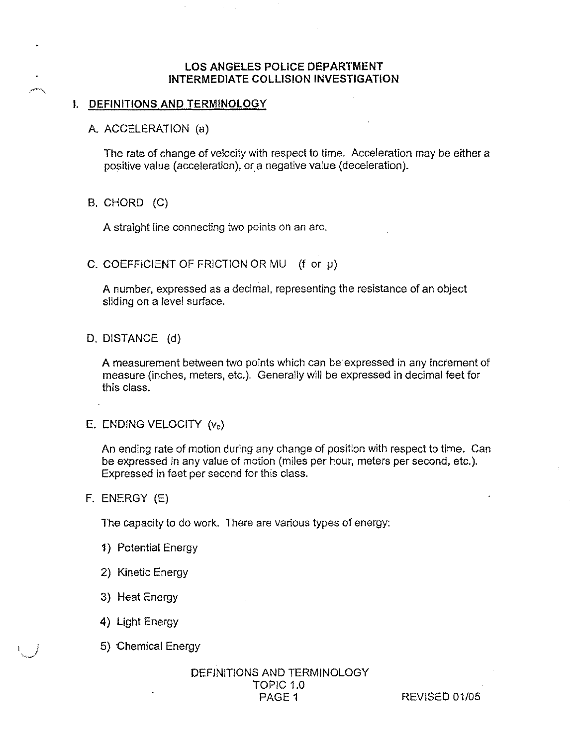# LOS ANGELES POLICE DEPARTMENT
# INTERMEDIATE COLLISION INVESTIGATION

## I. DEFINITIONS AND TERMINOLOGY

### A. ACCELERATION (a)

The rate of change of velocity with respect to time. Acceleration may be either a positive value (acceleration), or a negative value (deceleration).

### B. CHORD (C)

A straight line connecting two points on an arc.

### C. COEFFICIENT OF FRICTION OR MU (f or $\mu$)

A number, expressed as a decimal, representing the resistance of an object sliding on a level surface.

### D. DISTANCE (d)

A measurement between two points which can be expressed in any increment of measure (inches, meters, etc.). Generally will be expressed in decimal feet for this class.

### E. ENDING VELOCITY ($v_e$)

An ending rate of motion during any change of position with respect to time. Can be expressed in any value of motion (miles per hour, meters per second, etc.). Expressed in feet per second for this class.

### F. ENERGY (E)

The capacity to do work. There are various types of energy:

1) Potential Energy
2) Kinetic Energy
3) Heat Energy
4) Light Energy
5) Chemical Energy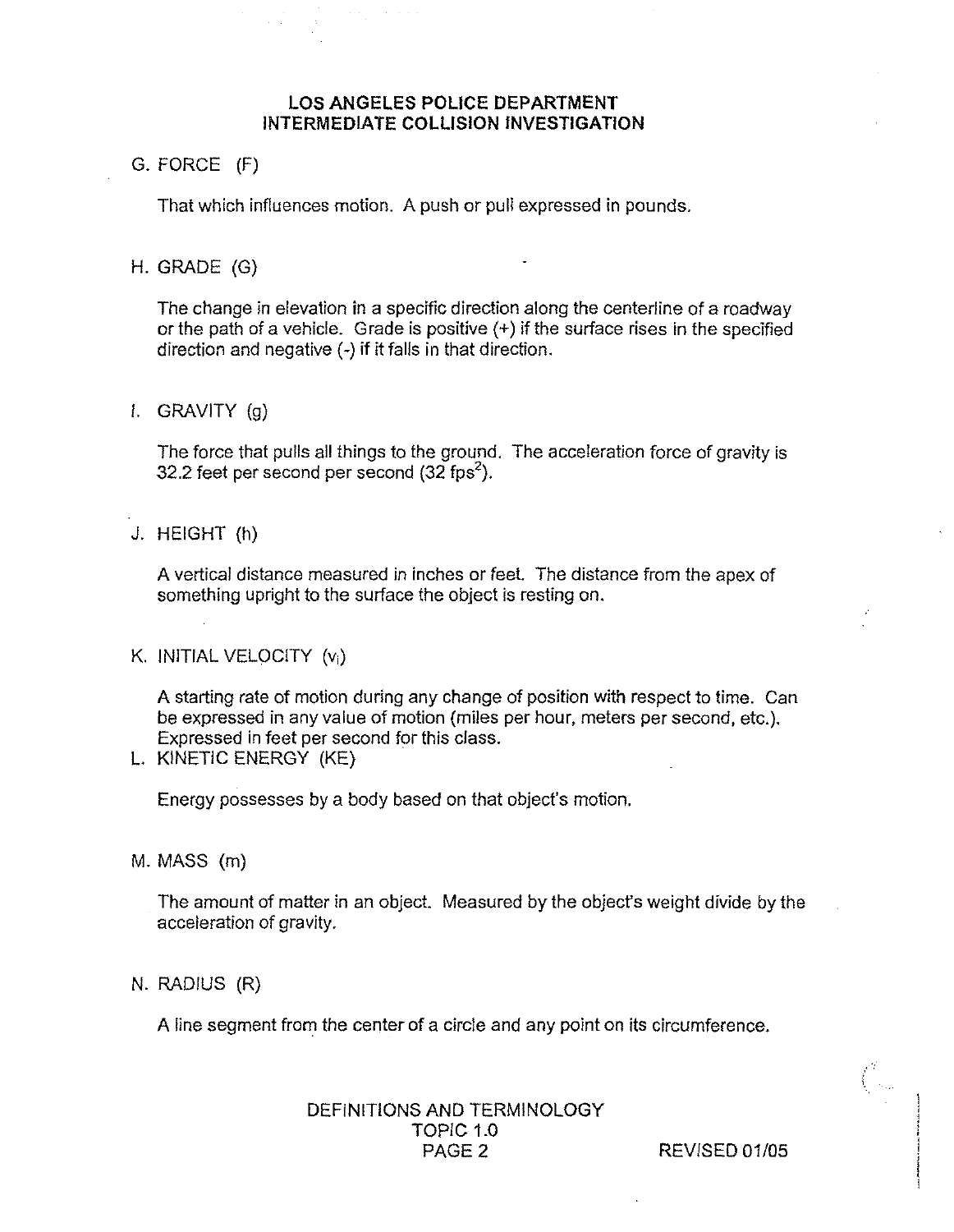## LOS ANGELES POLICE DEPARTMENT
## INTERMEDIATE COLLISION INVESTIGATION

G. FORCE (F)

That which influences motion. A push or pull expressed in pounds.

H. GRADE (G)

The change in elevation in a specific direction along the centerline of a roadway or the path of a vehicle. Grade is positive (+) if the surface rises in the specified direction and negative (-) if it falls in that direction.

I. GRAVITY (g)

The force that pulls all things to the ground. The acceleration force of gravity is 32.2 feet per second per second (32 $fps^2$).

J. HEIGHT (h)

A vertical distance measured in inches or feet. The distance from the apex of something upright to the surface the object is resting on.

K. INITIAL VELOCITY ($v_i$)

A starting rate of motion during any change of position with respect to time. Can be expressed in any value of motion (miles per hour, meters per second, etc.). Expressed in feet per second for this class.

L. KINETIC ENERGY (KE)

Energy possesses by a body based on that object's motion.

M. MASS (m)

The amount of matter in an object. Measured by the object's weight divide by the acceleration of gravity.

N. RADIUS (R)

A line segment from the center of a circle and any point on its circumference.

DEFINITIONS AND TERMINOLOGY
TOPIC 1.0
PAGE 2 REVISED 01/05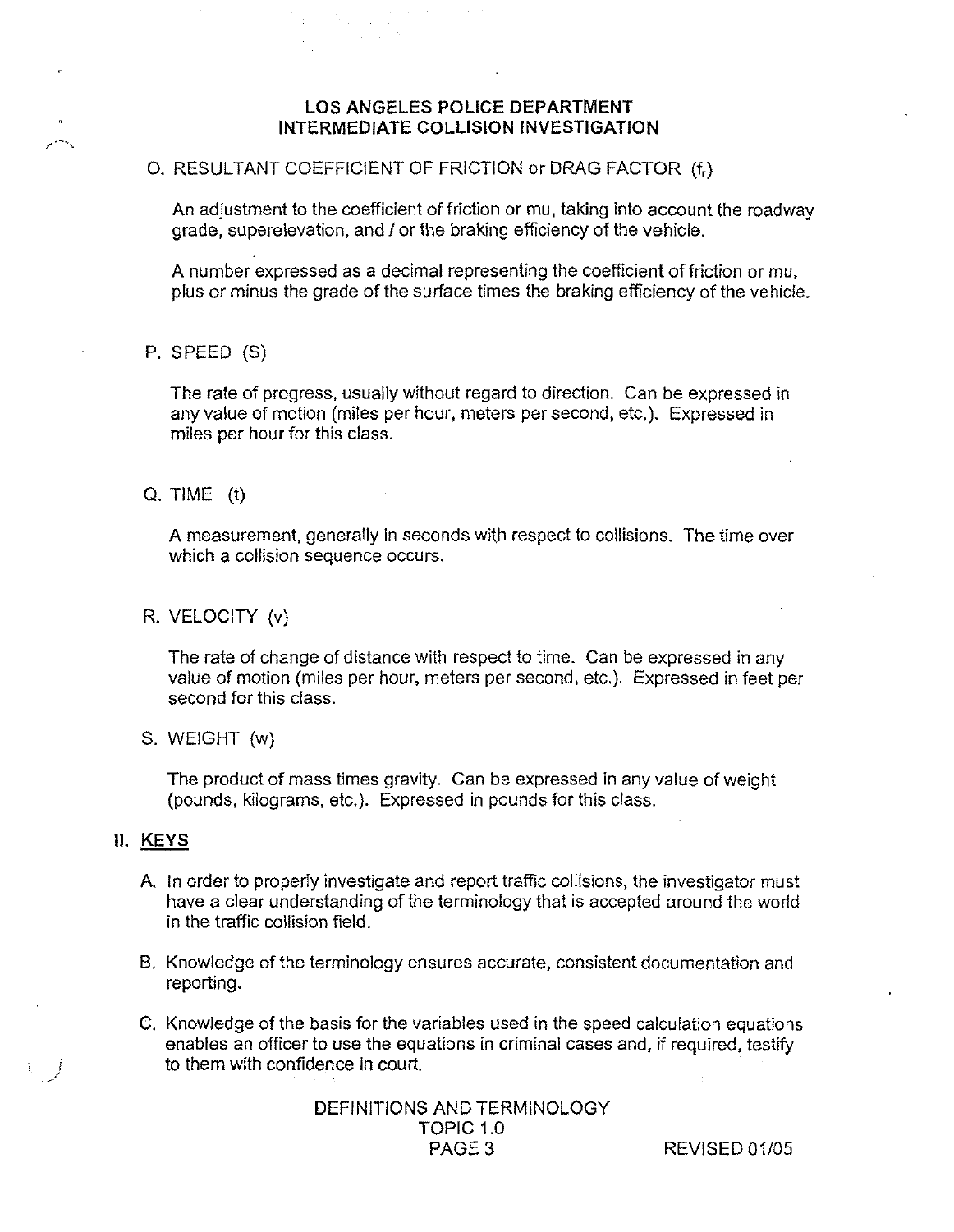O. RESULTANT COEFFICIENT OF FRICTION or DRAG FACTOR ($f_r$)

An adjustment to the coefficient of friction or mu, taking into account the roadway grade, superelevation, and / or the braking efficiency of the vehicle.

A number expressed as a decimal representing the coefficient of friction or mu, plus or minus the grade of the surface times the braking efficiency of the vehicle.

P. SPEED (S)

The rate of progress, usually without regard to direction. Can be expressed in any value of motion (miles per hour, meters per second, etc.). Expressed in miles per hour for this class.

Q. TIME (t)

A measurement, generally in seconds with respect to collisions. The time over which a collision sequence occurs.

R. VELOCITY (v)

The rate of change of distance with respect to time. Can be expressed in any value of motion (miles per hour, meters per second, etc.). Expressed in feet per second for this class.

S. WEIGHT (w)

The product of mass times gravity. Can be expressed in any value of weight (pounds, kilograms, etc.). Expressed in pounds for this class.

## II. KEYS

A. In order to properly investigate and report traffic collisions, the investigator must have a clear understanding of the terminology that is accepted around the world in the traffic collision field.

B. Knowledge of the terminology ensures accurate, consistent documentation and reporting.

C. Knowledge of the basis for the variables used in the speed calculation equations enables an officer to use the equations in criminal cases and, if required, testify to them with confidence in court.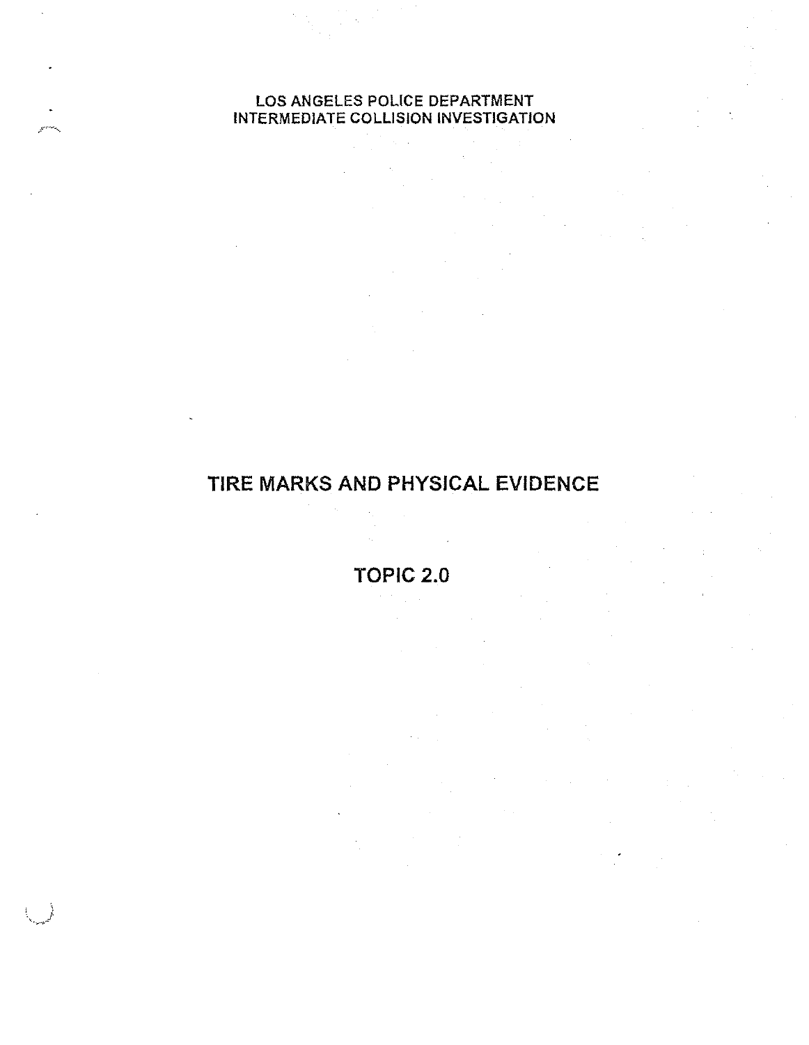LOS ANGELES POLICE DEPARTMENT
INTERMEDIATE COLLISION INVESTIGATION

# TIRE MARKS AND PHYSICAL EVIDENCE

## TOPIC 2.0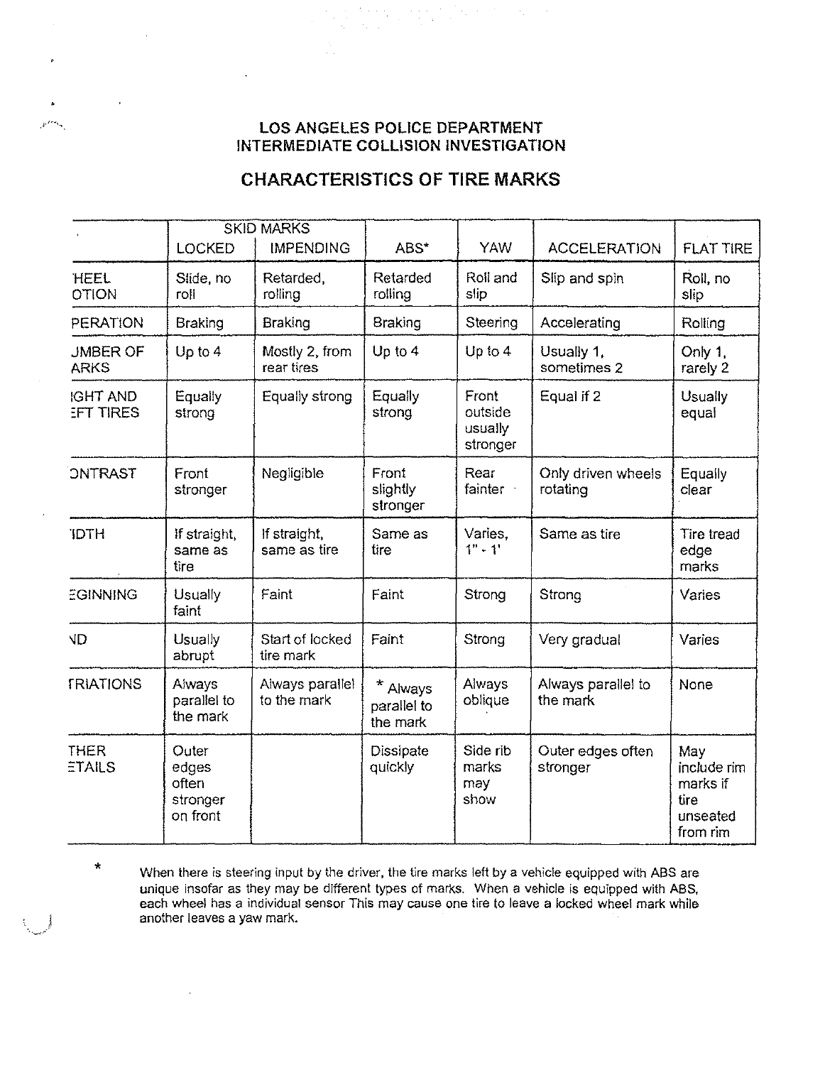# LOS ANGELES POLICE DEPARTMENT
# INTERMEDIATE COLLISION INVESTIGATION

## CHARACTERISTICS OF TIRE MARKS

| | SKID MARKS | | | | | |
|---|---|---|---|---|---|---|
| | LOCKED | IMPENDING | ABS* | YAW | ACCELERATION | FLAT TIRE |
| 'HEEL OTION | Slide, no roll | Retarded, rolling | Retarded rolling | Roll and slip | Slip and spin | Roll, no slip |
| PERATION | Braking | Braking | Braking | Steering | Accelerating | Rolling |
| JMBER OF ARKS | Up to 4 | Mostly 2, from rear tires | Up to 4 | Up to 4 | Usually 1, sometimes 2 | Only 1, rarely 2 |
| IGHT AND EFT TIRES | Equally strong | Equally strong | Equally strong | Front outside usually stronger | Equal if 2 | Usually equal |
| ONTRAST | Front stronger | Negligible | Front slightly stronger | Rear fainter | Only driven wheels rotating | Equally clear |
| 'IDTH | If straight, same as tire | If straight, same as tire | Same as tire | Varies, 1" - 1' | Same as tire | Tire tread edge marks |
| EGINNING | Usually faint | Faint | Faint | Strong | Strong | Varies |
| ND | Usually abrupt | Start of locked tire mark | Faint | Strong | Very gradual | Varies |
| TRIATIONS | Always parallel to the mark | Always parallel to the mark | * Always parallel to the mark | Always oblique | Always parallel to the mark | None |
| THER ETAILS | Outer edges often stronger on front | | Dissipate quickly | Side rib marks may show | Outer edges often stronger | May include rim marks if tire unseated from rim |

\* When there is steering input by the driver, the tire marks left by a vehicle equipped with ABS are unique insofar as they may be different types of marks. When a vehicle is equipped with ABS, each wheel has a individual sensor This may cause one tire to leave a locked wheel mark while another leaves a yaw mark.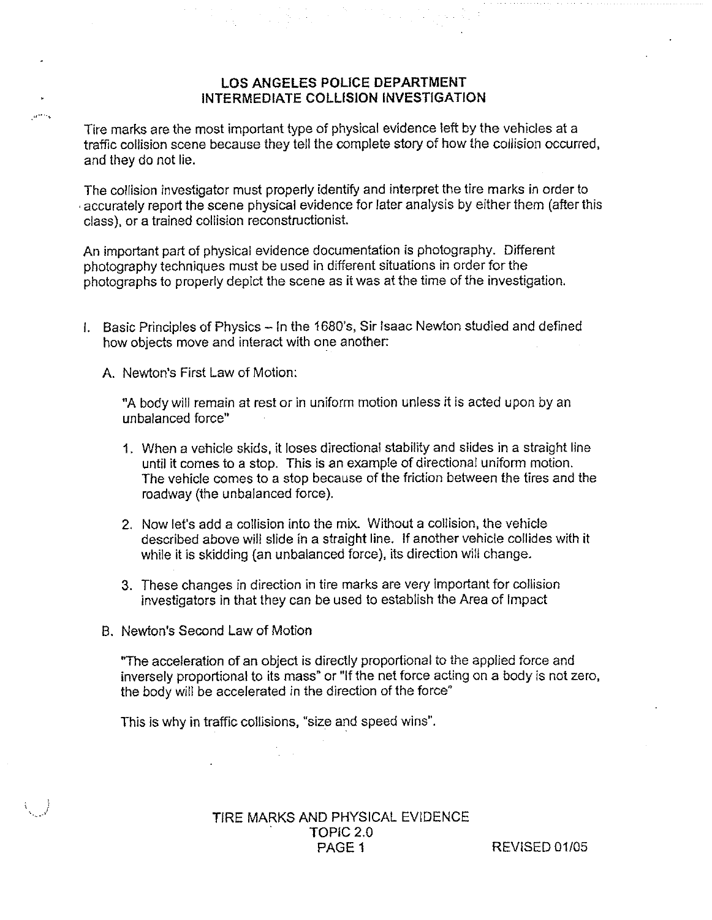# LOS ANGELES POLICE DEPARTMENT
## INTERMEDIATE COLLISION INVESTIGATION

Tire marks are the most important type of physical evidence left by the vehicles at a traffic collision scene because they tell the complete story of how the collision occurred, and they do not lie.

The collision investigator must properly identify and interpret the tire marks in order to accurately report the scene physical evidence for later analysis by either them (after this class), or a trained collision reconstructionist.

An important part of physical evidence documentation is photography. Different photography techniques must be used in different situations in order for the photographs to properly depict the scene as it was at the time of the investigation.

I. Basic Principles of Physics – In the 1680's, Sir Isaac Newton studied and defined how objects move and interact with one another:

   A. Newton's First Law of Motion:

      "A body will remain at rest or in uniform motion unless it is acted upon by an unbalanced force"

      1. When a vehicle skids, it loses directional stability and slides in a straight line until it comes to a stop. This is an example of directional uniform motion. The vehicle comes to a stop because of the friction between the tires and the roadway (the unbalanced force).

      2. Now let's add a collision into the mix. Without a collision, the vehicle described above will slide in a straight line. If another vehicle collides with it while it is skidding (an unbalanced force), its direction will change.

      3. These changes in direction in tire marks are very important for collision investigators in that they can be used to establish the Area of Impact

   B. Newton's Second Law of Motion

      "The acceleration of an object is directly proportional to the applied force and inversely proportional to its mass" or "If the net force acting on a body is not zero, the body will be accelerated in the direction of the force"

      This is why in traffic collisions, "size and speed wins".

TIRE MARKS AND PHYSICAL EVIDENCE
TOPIC 2.0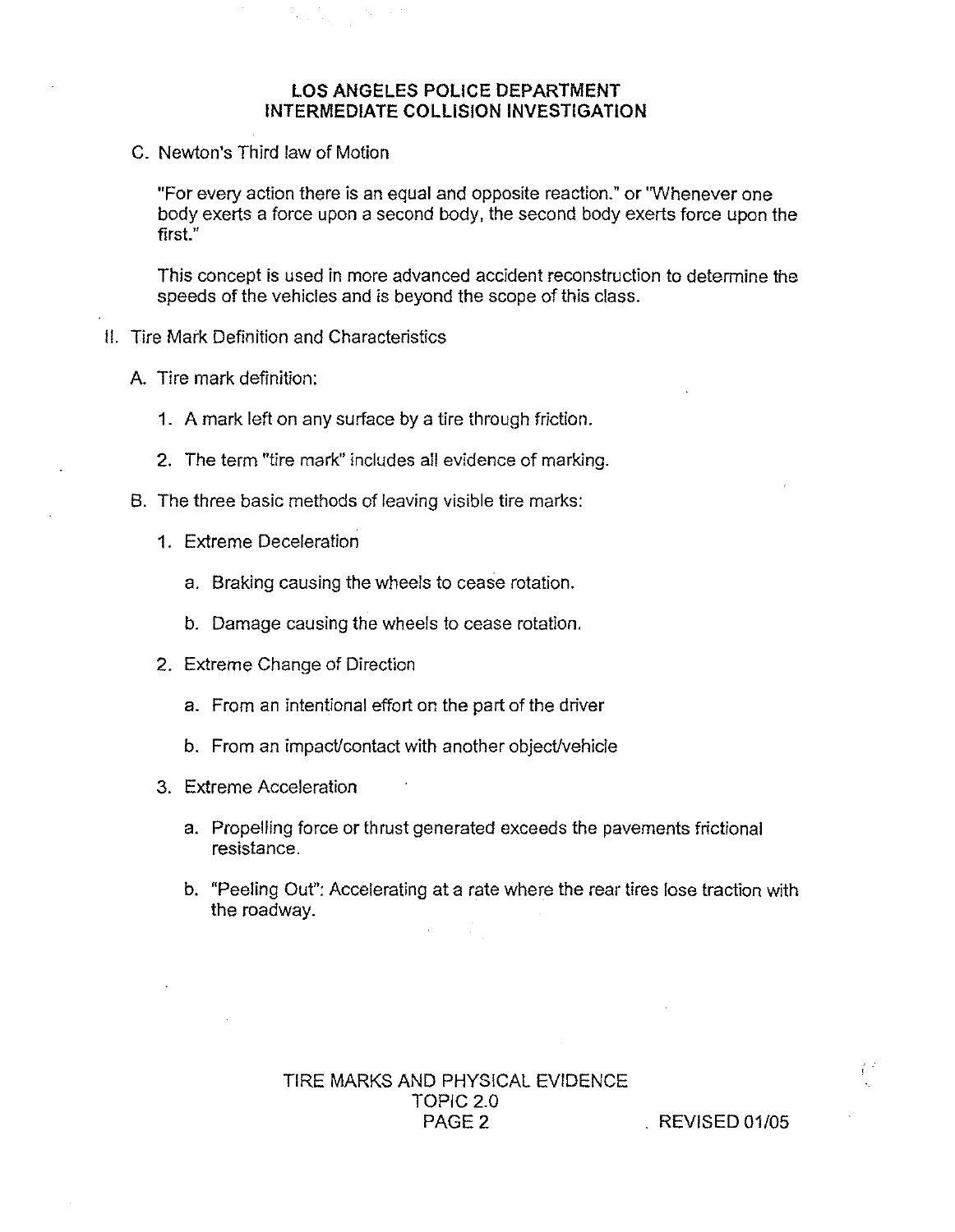C. Newton's Third law of Motion

"For every action there is an equal and opposite reaction." or "Whenever one body exerts a force upon a second body, the second body exerts force upon the first."

This concept is used in more advanced accident reconstruction to determine the speeds of the vehicles and is beyond the scope of this class.

II. Tire Mark Definition and Characteristics

A. Tire mark definition:

1. A mark left on any surface by a tire through friction.

2. The term "tire mark" includes all evidence of marking.

B. The three basic methods of leaving visible tire marks:

1. Extreme Deceleration

   a. Braking causing the wheels to cease rotation.

   b. Damage causing the wheels to cease rotation.

2. Extreme Change of Direction

   a. From an intentional effort on the part of the driver

   b. From an impact/contact with another object/vehicle

3. Extreme Acceleration

   a. Propelling force or thrust generated exceeds the pavements frictional resistance.

   b. "Peeling Out": Accelerating at a rate where the rear tires lose traction with the roadway.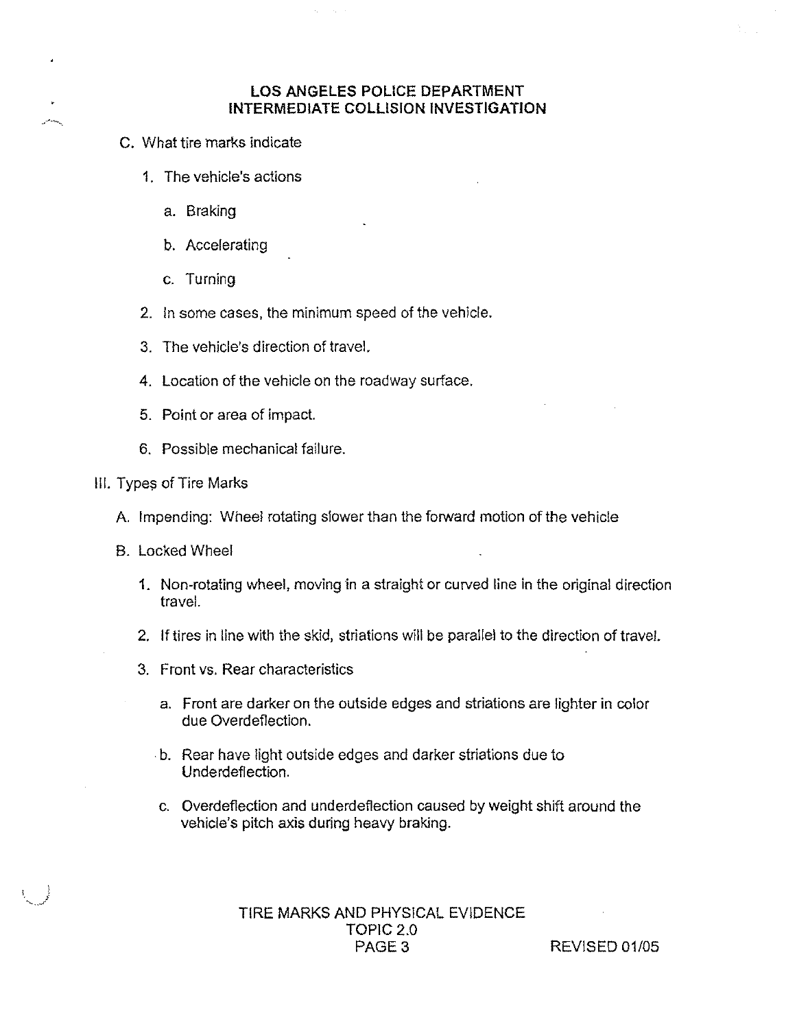C. What tire marks indicate

1. The vehicle's actions

   a. Braking

   b. Accelerating

   c. Turning

2. In some cases, the minimum speed of the vehicle.

3. The vehicle's direction of travel.

4. Location of the vehicle on the roadway surface.

5. Point or area of impact.

6. Possible mechanical failure.

III. Types of Tire Marks

A. Impending: Wheel rotating slower than the forward motion of the vehicle

B. Locked Wheel

1. Non-rotating wheel, moving in a straight or curved line in the original direction travel.

2. If tires in line with the skid, striations will be parallel to the direction of travel.

3. Front vs. Rear characteristics

   a. Front are darker on the outside edges and striations are lighter in color due Overdeflection.

   b. Rear have light outside edges and darker striations due to Underdeflection.

   c. Overdeflection and underdeflection caused by weight shift around the vehicle's pitch axis during heavy braking.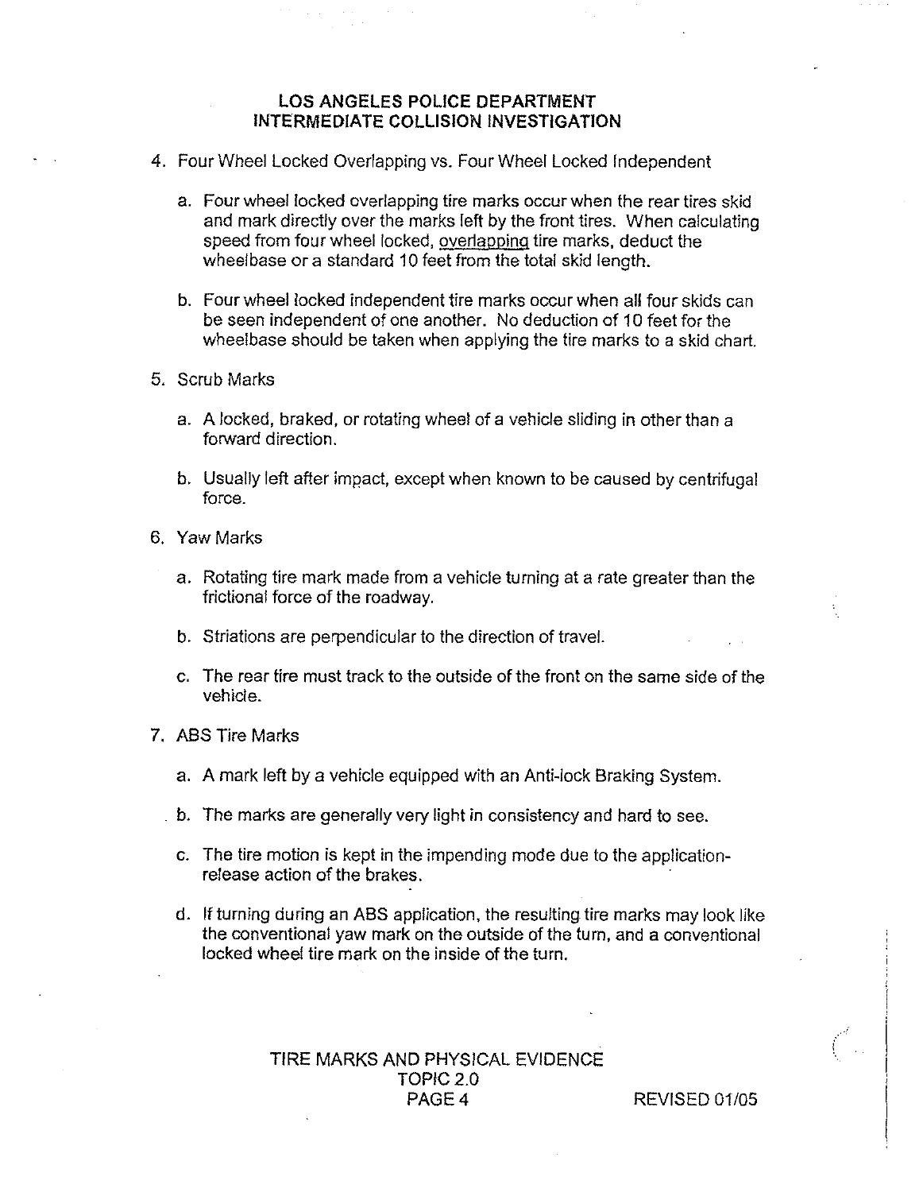4. Four Wheel Locked Overlapping vs. Four Wheel Locked Independent

   a. Four wheel locked overlapping tire marks occur when the rear tires skid and mark directly over the marks left by the front tires. When calculating speed from four wheel locked, overlapping tire marks, deduct the wheelbase or a standard 10 feet from the total skid length.

   b. Four wheel locked independent tire marks occur when all four skids can be seen independent of one another. No deduction of 10 feet for the wheelbase should be taken when applying the tire marks to a skid chart.

5. Scrub Marks

   a. A locked, braked, or rotating wheel of a vehicle sliding in other than a forward direction.

   b. Usually left after impact, except when known to be caused by centrifugal force.

6. Yaw Marks

   a. Rotating tire mark made from a vehicle turning at a rate greater than the frictional force of the roadway.

   b. Striations are perpendicular to the direction of travel.

   c. The rear tire must track to the outside of the front on the same side of the vehicle.

7. ABS Tire Marks

   a. A mark left by a vehicle equipped with an Anti-lock Braking System.

   b. The marks are generally very light in consistency and hard to see.

   c. The tire motion is kept in the impending mode due to the application-release action of the brakes.

   d. If turning during an ABS application, the resulting tire marks may look like the conventional yaw mark on the outside of the turn, and a conventional locked wheel tire mark on the inside of the turn.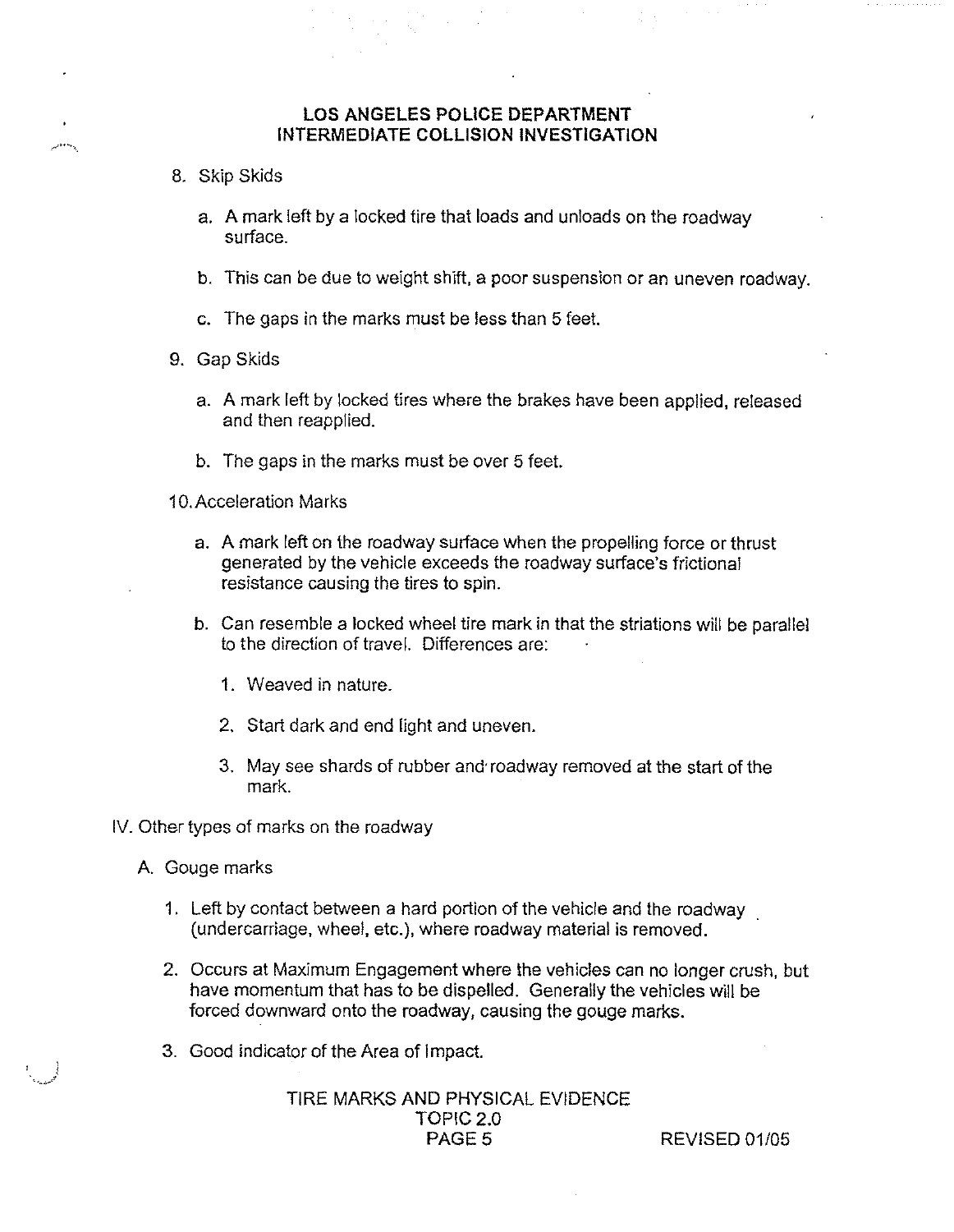8. Skip Skids

   a. A mark left by a locked tire that loads and unloads on the roadway surface.

   b. This can be due to weight shift, a poor suspension or an uneven roadway.

   c. The gaps in the marks must be less than 5 feet.

9. Gap Skids

   a. A mark left by locked tires where the brakes have been applied, released and then reapplied.

   b. The gaps in the marks must be over 5 feet.

10. Acceleration Marks

    a. A mark left on the roadway surface when the propelling force or thrust generated by the vehicle exceeds the roadway surface's frictional resistance causing the tires to spin.

    b. Can resemble a locked wheel tire mark in that the striations will be parallel to the direction of travel. Differences are:

       1. Weaved in nature.

       2. Start dark and end light and uneven.

       3. May see shards of rubber and roadway removed at the start of the mark.

IV. Other types of marks on the roadway

A. Gouge marks

1. Left by contact between a hard portion of the vehicle and the roadway (undercarriage, wheel, etc.), where roadway material is removed.

2. Occurs at Maximum Engagement where the vehicles can no longer crush, but have momentum that has to be dispelled. Generally the vehicles will be forced downward onto the roadway, causing the gouge marks.

3. Good indicator of the Area of Impact.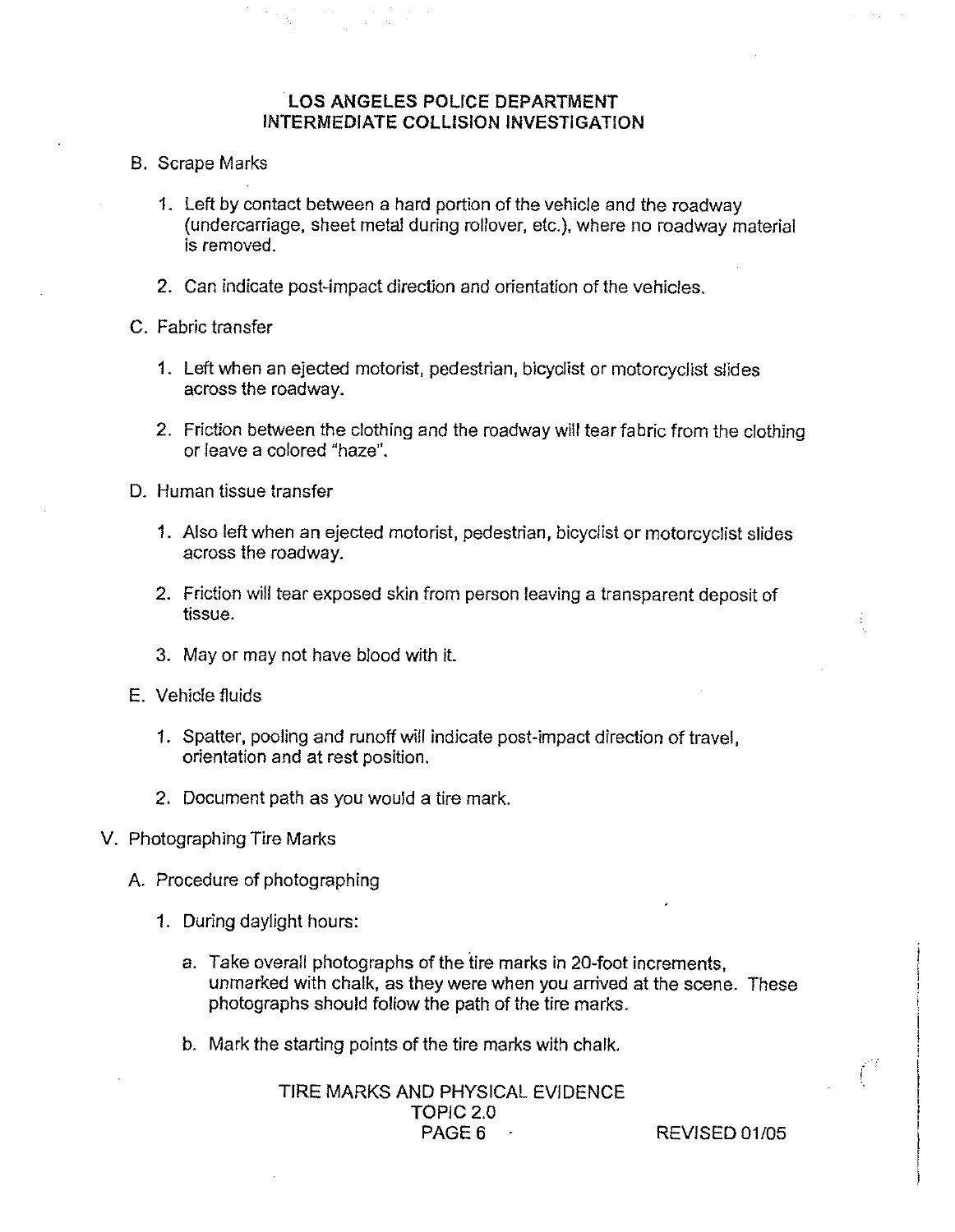B. Scrape Marks

1. Left by contact between a hard portion of the vehicle and the roadway (undercarriage, sheet metal during rollover, etc.), where no roadway material is removed.

2. Can indicate post-impact direction and orientation of the vehicles.

C. Fabric transfer

1. Left when an ejected motorist, pedestrian, bicyclist or motorcyclist slides across the roadway.

2. Friction between the clothing and the roadway will tear fabric from the clothing or leave a colored "haze".

D. Human tissue transfer

1. Also left when an ejected motorist, pedestrian, bicyclist or motorcyclist slides across the roadway.

2. Friction will tear exposed skin from person leaving a transparent deposit of tissue.

3. May or may not have blood with it.

E. Vehicle fluids

1. Spatter, pooling and runoff will indicate post-impact direction of travel, orientation and at rest position.

2. Document path as you would a tire mark.

V. Photographing Tire Marks

A. Procedure of photographing

1. During daylight hours:

   a. Take overall photographs of the tire marks in 20-foot increments, unmarked with chalk, as they were when you arrived at the scene. These photographs should follow the path of the tire marks.

   b. Mark the starting points of the tire marks with chalk.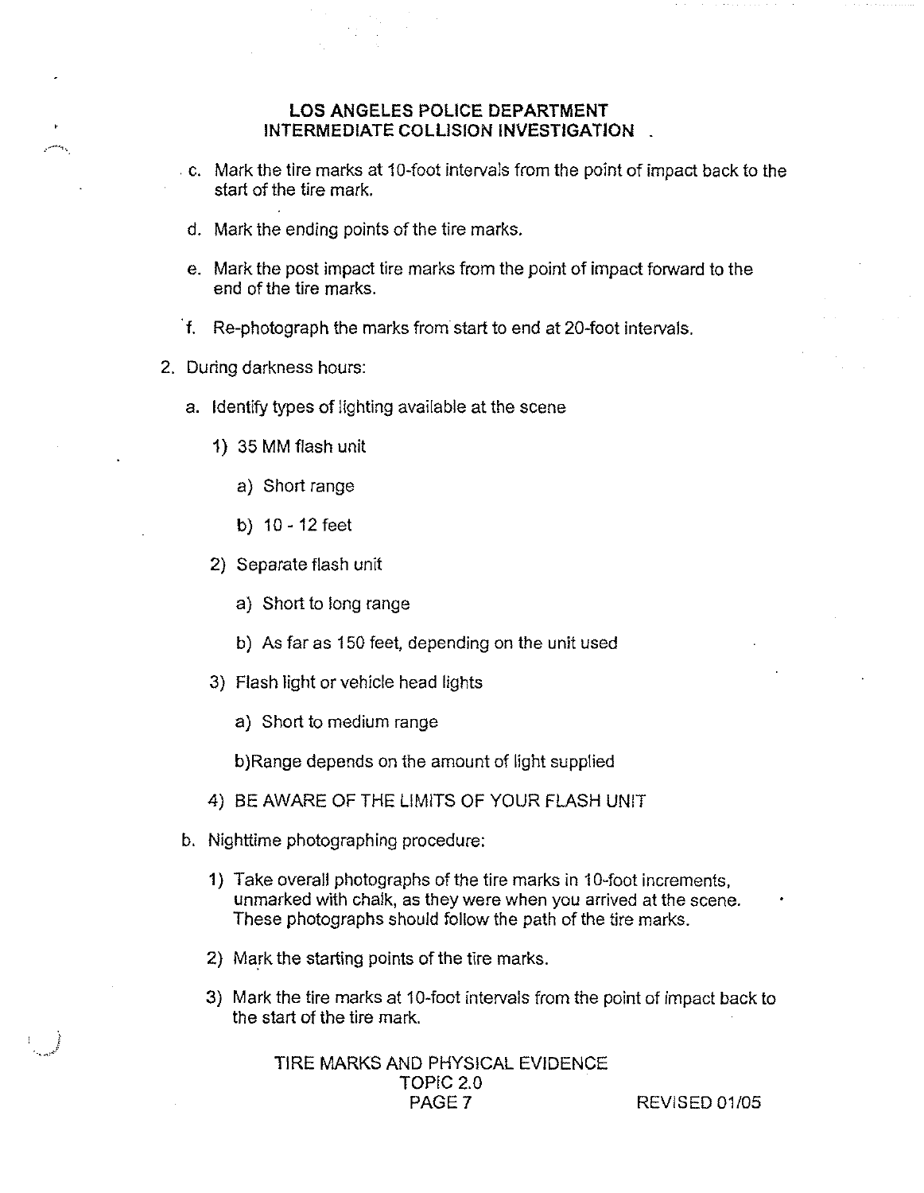c. Mark the tire marks at 10-foot intervals from the point of impact back to the start of the tire mark.

d. Mark the ending points of the tire marks.

e. Mark the post impact tire marks from the point of impact forward to the end of the tire marks.

f. Re-photograph the marks from start to end at 20-foot intervals.

2. During darkness hours:

   a. Identify types of lighting available at the scene

      1) 35 MM flash unit

         a) Short range

         b) 10 - 12 feet

      2) Separate flash unit

         a) Short to long range

         b) As far as 150 feet, depending on the unit used

      3) Flash light or vehicle head lights

         a) Short to medium range

         b)Range depends on the amount of light supplied

      4) BE AWARE OF THE LIMITS OF YOUR FLASH UNIT

   b. Nighttime photographing procedure:

      1) Take overall photographs of the tire marks in 10-foot increments, unmarked with chalk, as they were when you arrived at the scene. These photographs should follow the path of the tire marks.

      2) Mark the starting points of the tire marks.

      3) Mark the tire marks at 10-foot intervals from the point of impact back to the start of the tire mark.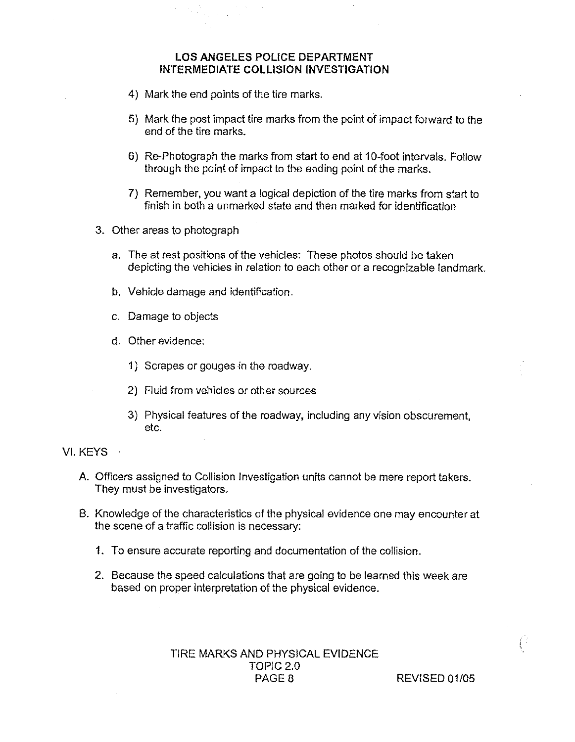4) Mark the end points of the tire marks.

5) Mark the post impact tire marks from the point of impact forward to the end of the tire marks.

6) Re-Photograph the marks from start to end at 10-foot intervals. Follow through the point of impact to the ending point of the marks.

7) Remember, you want a logical depiction of the tire marks from start to finish in both a unmarked state and then marked for identification

3. Other areas to photograph

   a. The at rest positions of the vehicles: These photos should be taken depicting the vehicles in relation to each other or a recognizable landmark.

   b. Vehicle damage and identification.

   c. Damage to objects

   d. Other evidence:

      1) Scrapes or gouges in the roadway.

      2) Fluid from vehicles or other sources

      3) Physical features of the roadway, including any vision obscurement, etc.

## VI. KEYS

A. Officers assigned to Collision Investigation units cannot be mere report takers. They must be investigators.

B. Knowledge of the characteristics of the physical evidence one may encounter at the scene of a traffic collision is necessary:

   1. To ensure accurate reporting and documentation of the collision.

   2. Because the speed calculations that are going to be learned this week are based on proper interpretation of the physical evidence.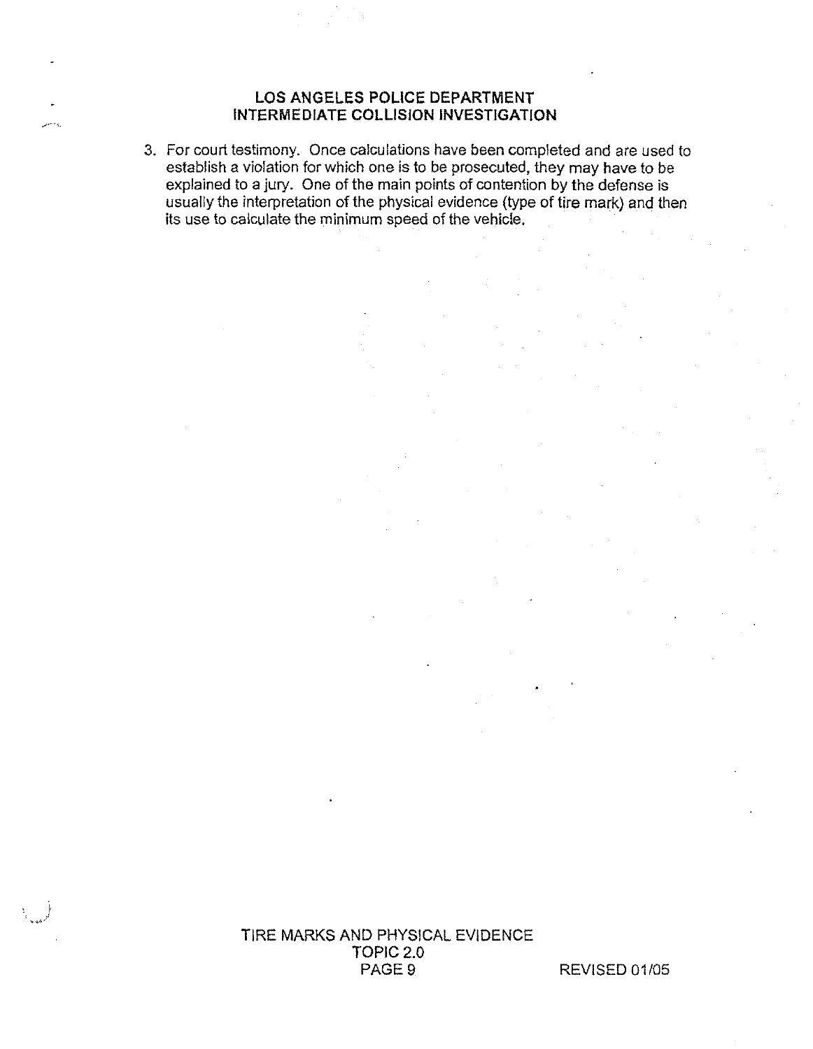3. For court testimony. Once calculations have been completed and are used to establish a violation for which one is to be prosecuted, they may have to be explained to a jury. One of the main points of contention by the defense is usually the interpretation of the physical evidence (type of tire mark) and then its use to calculate the minimum speed of the vehicle.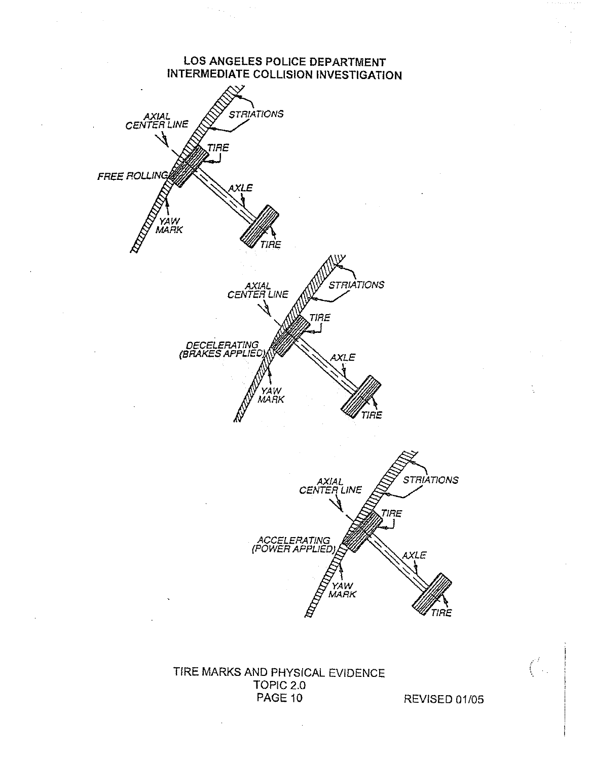LOS ANGELES POLICE DEPARTMENT
INTERMEDIATE COLLISION INVESTIGATION

AXIAL CENTER LINE

STRIATIONS

TIRE

FREE ROLLING

AXLE

YAW MARK

TIRE

AXIAL CENTER LINE

STRIATIONS

TIRE

DECELERATING (BRAKES APPLIED)

AXLE

YAW MARK

TIRE

AXIAL CENTER LINE

STRIATIONS

TIRE

ACCELERATING (POWER APPLIED)

AXLE

YAW MARK

TIRE

TIRE MARKS AND PHYSICAL EVIDENCE
TOPIC 2.0
PAGE 10

REVISED 01/05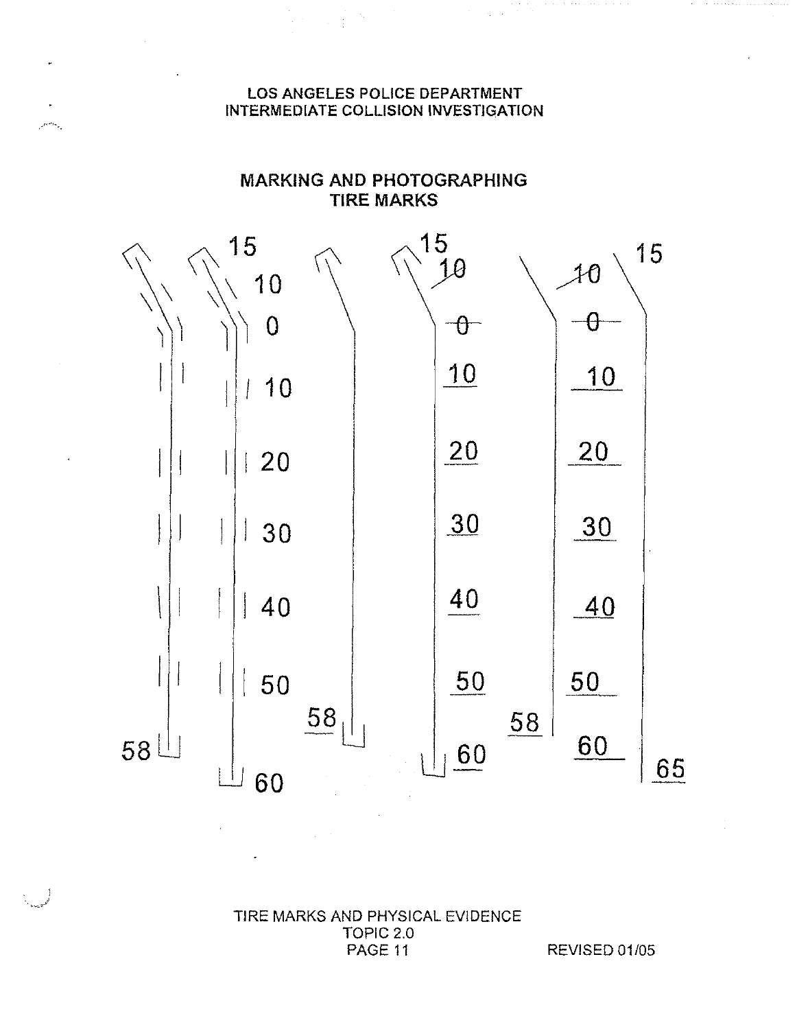LOS ANGELES POLICE DEPARTMENT
INTERMEDIATE COLLISION INVESTIGATION

## MARKING AND PHOTOGRAPHING TIRE MARKS

15 10 0 10 20 30 40 50 58 60

15 ~~10~~ ~~0~~ 10 20 30 40 50 58 60

~~10~~ ~~0~~ 15 10 20 30 40 50 58 60 65

TIRE MARKS AND PHYSICAL EVIDENCE
TOPIC 2.0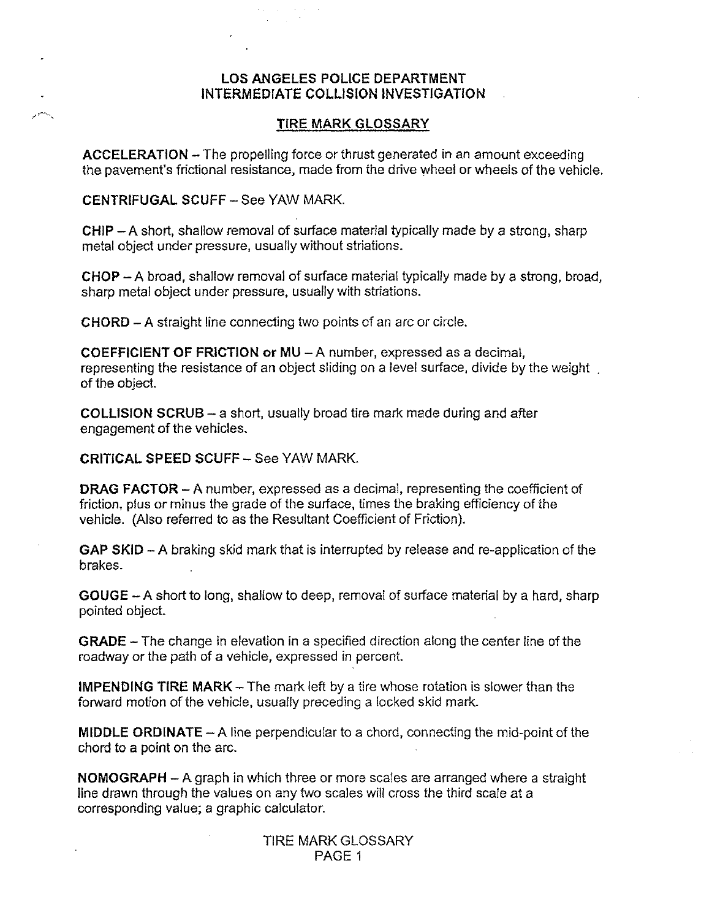**LOS ANGELES POLICE DEPARTMENT**
**INTERMEDIATE COLLISION INVESTIGATION**

## TIRE MARK GLOSSARY

**ACCELERATION** – The propelling force or thrust generated in an amount exceeding the pavement's frictional resistance, made from the drive wheel or wheels of the vehicle.

**CENTRIFUGAL SCUFF** – See YAW MARK.

**CHIP** – A short, shallow removal of surface material typically made by a strong, sharp metal object under pressure, usually without striations.

**CHOP** – A broad, shallow removal of surface material typically made by a strong, broad, sharp metal object under pressure, usually with striations.

**CHORD** – A straight line connecting two points of an arc or circle.

**COEFFICIENT OF FRICTION or MU** – A number, expressed as a decimal, representing the resistance of an object sliding on a level surface, divide by the weight of the object.

**COLLISION SCRUB** – a short, usually broad tire mark made during and after engagement of the vehicles.

**CRITICAL SPEED SCUFF** – See YAW MARK.

**DRAG FACTOR** – A number, expressed as a decimal, representing the coefficient of friction, plus or minus the grade of the surface, times the braking efficiency of the vehicle. (Also referred to as the Resultant Coefficient of Friction).

**GAP SKID** – A braking skid mark that is interrupted by release and re-application of the brakes.

**GOUGE** – A short to long, shallow to deep, removal of surface material by a hard, sharp pointed object.

**GRADE** – The change in elevation in a specified direction along the center line of the roadway or the path of a vehicle, expressed in percent.

**IMPENDING TIRE MARK** – The mark left by a tire whose rotation is slower than the forward motion of the vehicle, usually preceding a locked skid mark.

**MIDDLE ORDINATE** – A line perpendicular to a chord, connecting the mid-point of the chord to a point on the arc.

**NOMOGRAPH** – A graph in which three or more scales are arranged where a straight line drawn through the values on any two scales will cross the third scale at a corresponding value; a graphic calculator.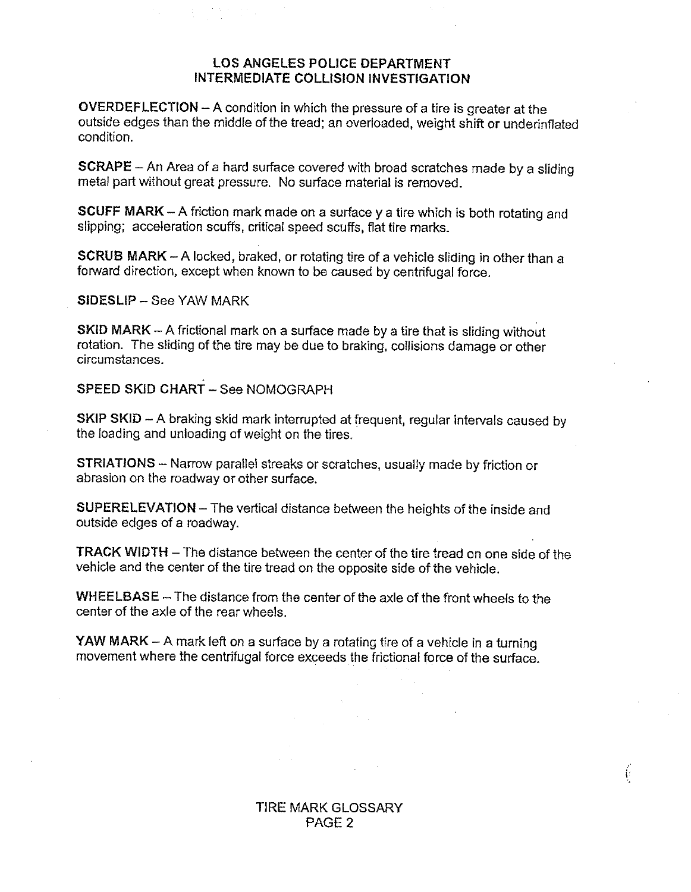## LOS ANGELES POLICE DEPARTMENT
## INTERMEDIATE COLLISION INVESTIGATION

**OVERDEFLECTION** – A condition in which the pressure of a tire is greater at the outside edges than the middle of the tread; an overloaded, weight shift or underinflated condition.

**SCRAPE** – An Area of a hard surface covered with broad scratches made by a sliding metal part without great pressure. No surface material is removed.

**SCUFF MARK** – A friction mark made on a surface y a tire which is both rotating and slipping; acceleration scuffs, critical speed scuffs, flat tire marks.

**SCRUB MARK** – A locked, braked, or rotating tire of a vehicle sliding in other than a forward direction, except when known to be caused by centrifugal force.

**SIDESLIP** – See YAW MARK

**SKID MARK** – A frictional mark on a surface made by a tire that is sliding without rotation. The sliding of the tire may be due to braking, collisions damage or other circumstances.

**SPEED SKID CHART** – See NOMOGRAPH

**SKIP SKID** – A braking skid mark interrupted at frequent, regular intervals caused by the loading and unloading of weight on the tires.

**STRIATIONS** – Narrow parallel streaks or scratches, usually made by friction or abrasion on the roadway or other surface.

**SUPERELEVATION** – The vertical distance between the heights of the inside and outside edges of a roadway.

**TRACK WIDTH** – The distance between the center of the tire tread on one side of the vehicle and the center of the tire tread on the opposite side of the vehicle.

**WHEELBASE** – The distance from the center of the axle of the front wheels to the center of the axle of the rear wheels.

**YAW MARK** – A mark left on a surface by a rotating tire of a vehicle in a turning movement where the centrifugal force exceeds the frictional force of the surface.

TIRE MARK GLOSSARY
PAGE 2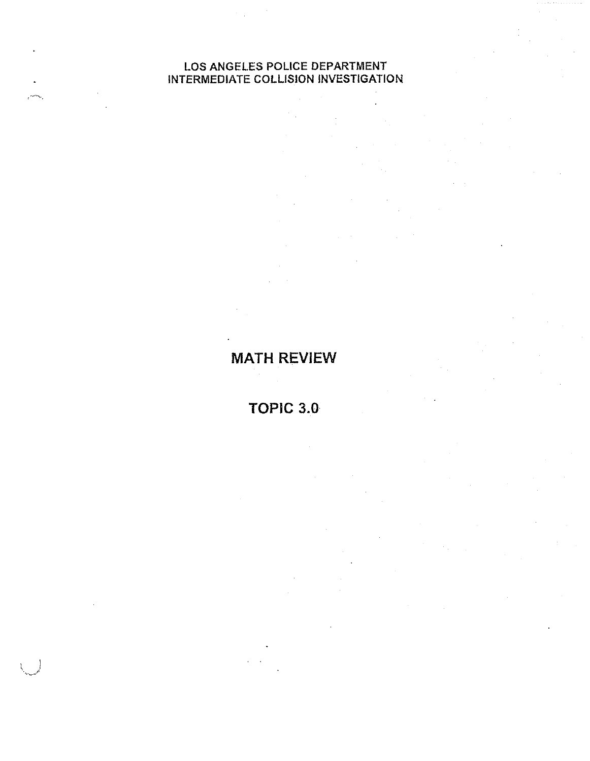LOS ANGELES POLICE DEPARTMENT
INTERMEDIATE COLLISION INVESTIGATION

# MATH REVIEW

## TOPIC 3.0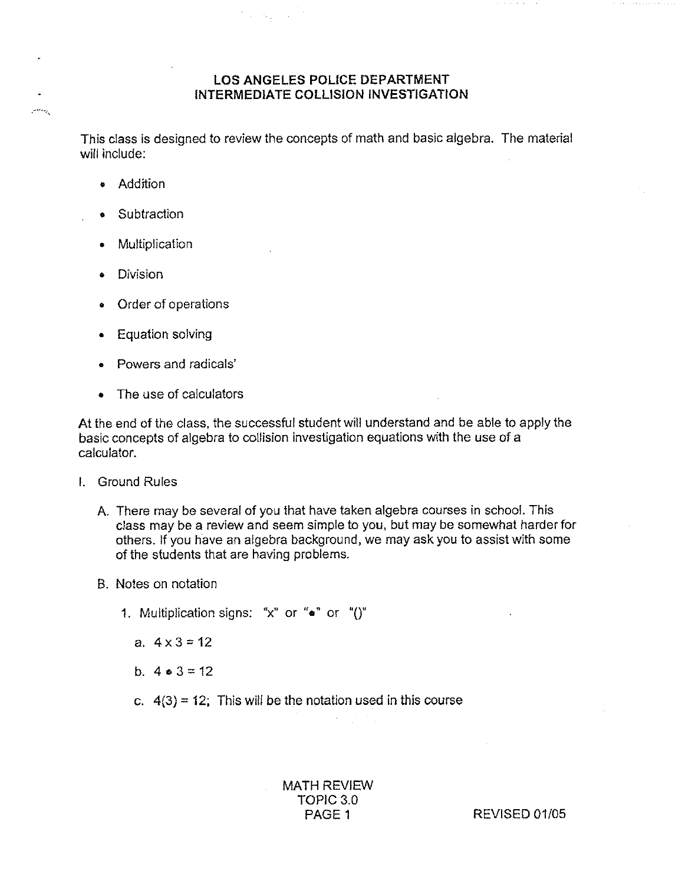# LOS ANGELES POLICE DEPARTMENT
# INTERMEDIATE COLLISION INVESTIGATION

This class is designed to review the concepts of math and basic algebra. The material will include:

- Addition
- Subtraction
- Multiplication
- Division
- Order of operations
- Equation solving
- Powers and radicals'
- The use of calculators

At the end of the class, the successful student will understand and be able to apply the basic concepts of algebra to collision investigation equations with the use of a calculator.

I. Ground Rules

   A. There may be several of you that have taken algebra courses in school. This class may be a review and seem simple to you, but may be somewhat harder for others. If you have an algebra background, we may ask you to assist with some of the students that are having problems.

   B. Notes on notation

      1. Multiplication signs: "x" or "•" or "()"

         a. $4 \times 3 = 12$

         b. $4 \bullet 3 = 12$

         c. $4(3) = 12$; This will be the notation used in this course

MATH REVIEW
TOPIC 3.0
REVISED 01/05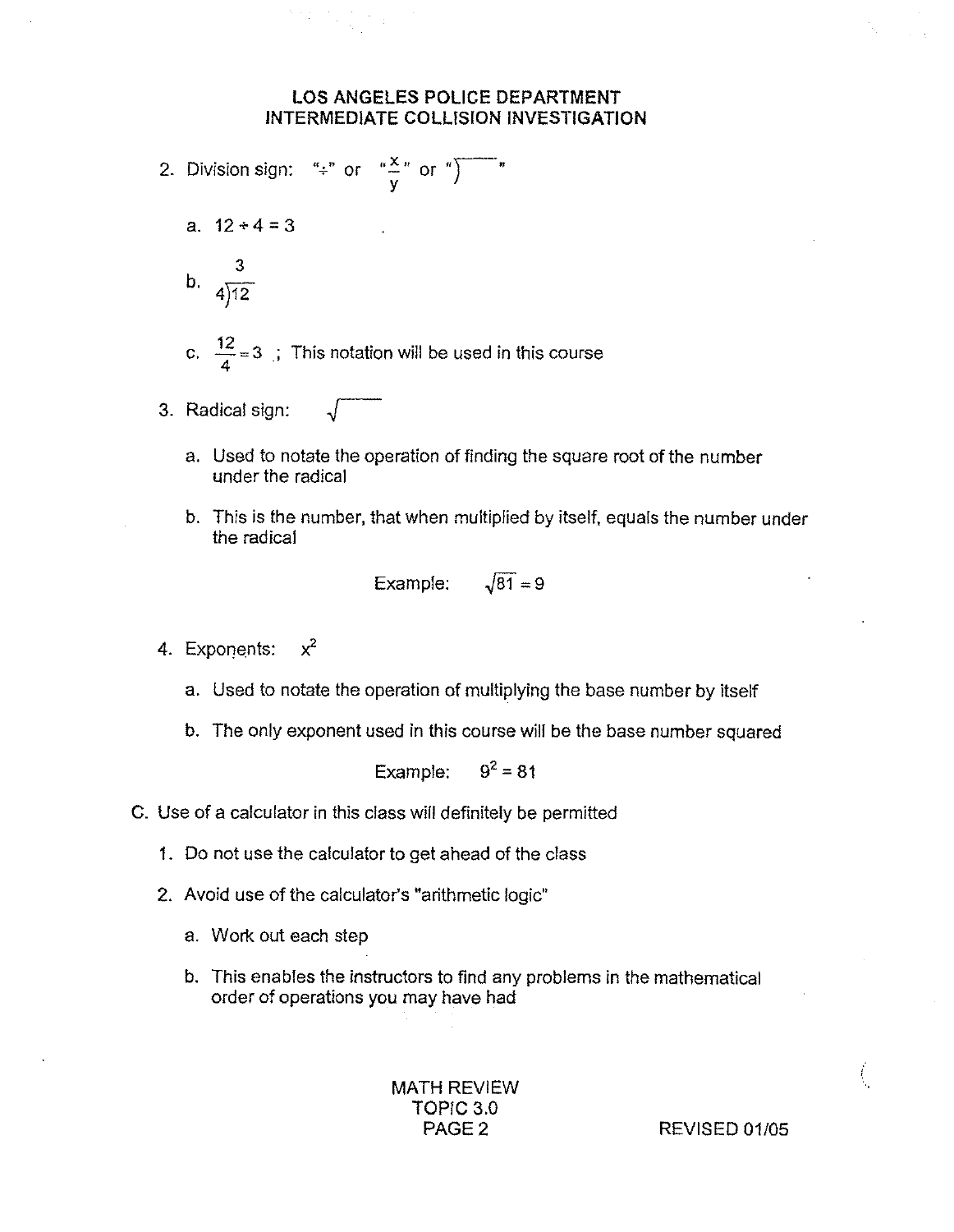2. Division sign: "÷" or "$\frac{x}{y}$" or "$\overline{)\quad}$"

   a. $12 \div 4 = 3$

   b. $4\overline{)12}$ with quotient 3

   c. $\frac{12}{4} = 3$ ; This notation will be used in this course

3. Radical sign: $\sqrt{\quad}$

   a. Used to notate the operation of finding the square root of the number under the radical

   b. This is the number, that when multiplied by itself, equals the number under the radical

   Example: $\sqrt{81} = 9$

4. Exponents: $x^2$

   a. Used to notate the operation of multiplying the base number by itself

   b. The only exponent used in this course will be the base number squared

   Example: $9^2 = 81$

C. Use of a calculator in this class will definitely be permitted

   1. Do not use the calculator to get ahead of the class

   2. Avoid use of the calculator's "arithmetic logic"

      a. Work out each step

      b. This enables the instructors to find any problems in the mathematical order of operations you may have had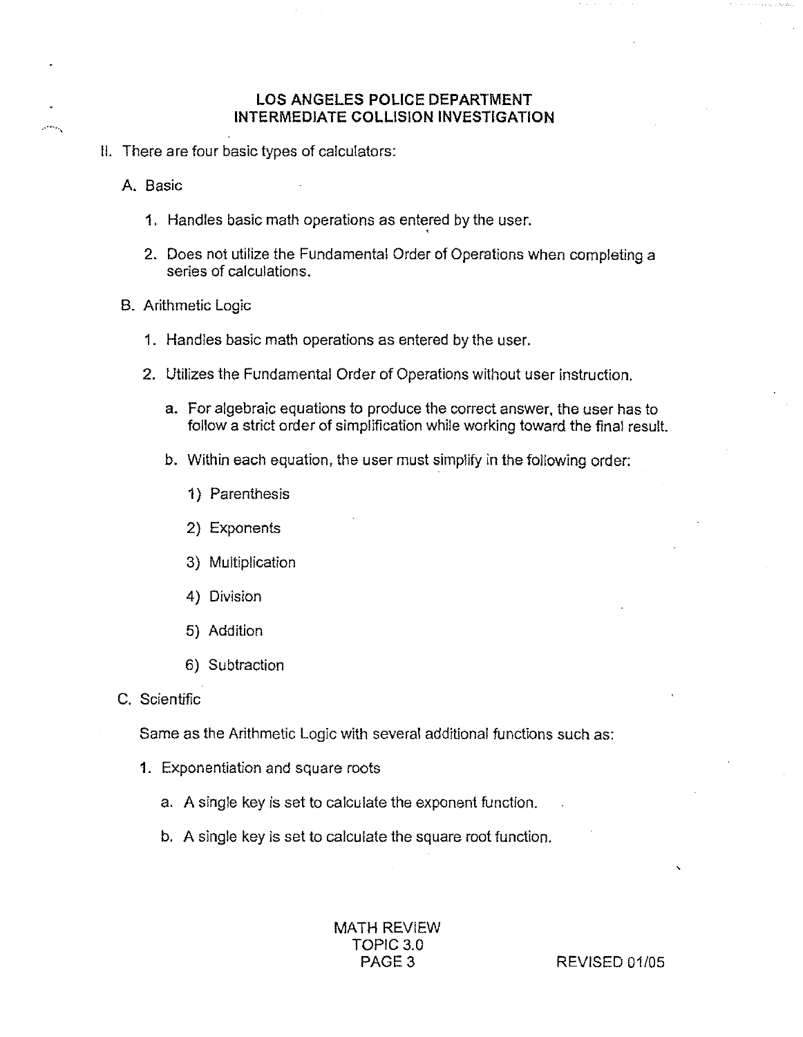**LOS ANGELES POLICE DEPARTMENT**
**INTERMEDIATE COLLISION INVESTIGATION**

II. There are four basic types of calculators:

A. Basic

1. Handles basic math operations as entered by the user.

2. Does not utilize the Fundamental Order of Operations when completing a series of calculations.

B. Arithmetic Logic

1. Handles basic math operations as entered by the user.

2. Utilizes the Fundamental Order of Operations without user instruction.

a. For algebraic equations to produce the correct answer, the user has to follow a strict order of simplification while working toward the final result.

b. Within each equation, the user must simplify in the following order:

1) Parenthesis

2) Exponents

3) Multiplication

4) Division

5) Addition

6) Subtraction

C. Scientific

Same as the Arithmetic Logic with several additional functions such as:

1. Exponentiation and square roots

a. A single key is set to calculate the exponent function.

b. A single key is set to calculate the square root function.

MATH REVIEW
TOPIC 3.0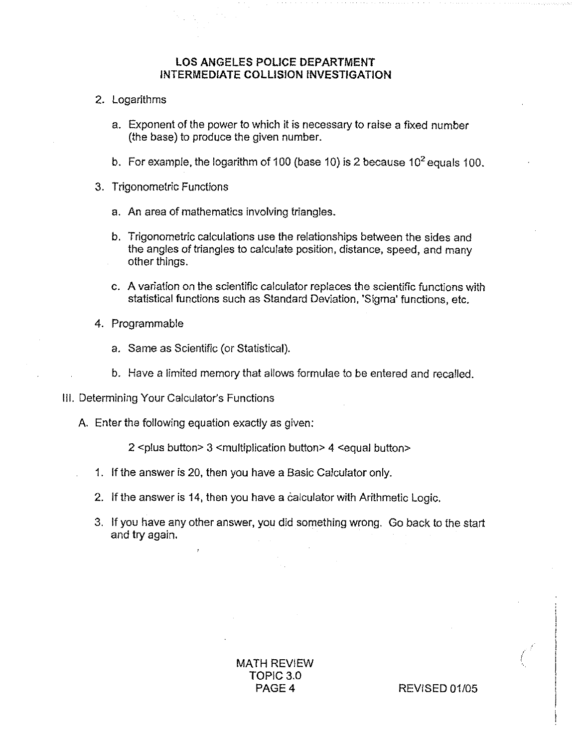2. Logarithms

   a. Exponent of the power to which it is necessary to raise a fixed number (the base) to produce the given number.

   b. For example, the logarithm of 100 (base 10) is 2 because $10^2$ equals 100.

3. Trigonometric Functions

   a. An area of mathematics involving triangles.

   b. Trigonometric calculations use the relationships between the sides and the angles of triangles to calculate position, distance, speed, and many other things.

   c. A variation on the scientific calculator replaces the scientific functions with statistical functions such as Standard Deviation, 'Sigma' functions, etc.

4. Programmable

   a. Same as Scientific (or Statistical).

   b. Have a limited memory that allows formulae to be entered and recalled.

III. Determining Your Calculator's Functions

A. Enter the following equation exactly as given:

   2 <plus button> 3 <multiplication button> 4 <equal button>

   1. If the answer is 20, then you have a Basic Calculator only.

   2. If the answer is 14, then you have a calculator with Arithmetic Logic.

   3. If you have any other answer, you did something wrong. Go back to the start and try again.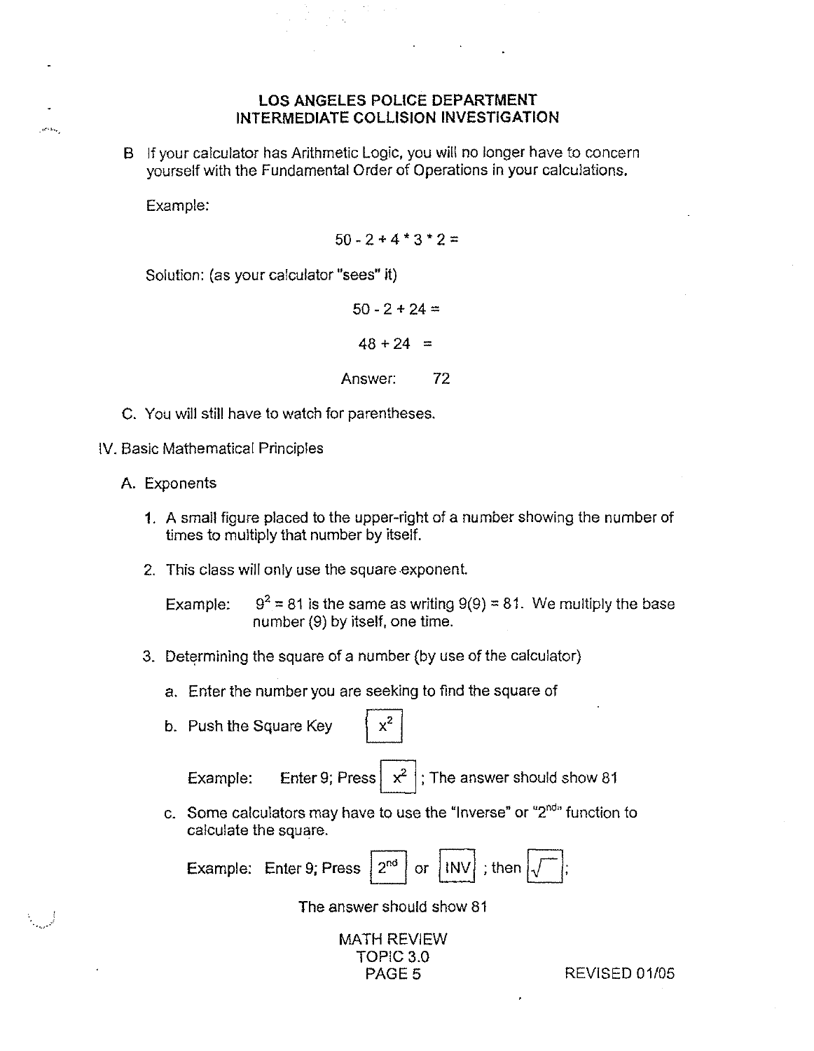B If your calculator has Arithmetic Logic, you will no longer have to concern yourself with the Fundamental Order of Operations in your calculations.

Example:

50 - 2 + 4 * 3 * 2 =

Solution: (as your calculator "sees" it)

50 - 2 + 24 =

48 + 24 =

Answer: 72

C. You will still have to watch for parentheses.

IV. Basic Mathematical Principles

A. Exponents

1. A small figure placed to the upper-right of a number showing the number of times to multiply that number by itself.

2. This class will only use the square exponent.

   Example: $9^2 = 81$ is the same as writing $9(9) = 81$. We multiply the base number (9) by itself, one time.

3. Determining the square of a number (by use of the calculator)

   a. Enter the number you are seeking to find the square of

   b. Push the Square Key [ $x^2$ ]

      Example: Enter 9; Press [ $x^2$ ]; The answer should show 81

   c. Some calculators may have to use the "Inverse" or "2nd" function to calculate the square.

      Example: Enter 9; Press [ 2nd ] or [ INV ]; then [ $\sqrt{\ }$ ];

      The answer should show 81

MATH REVIEW
TOPIC 3.0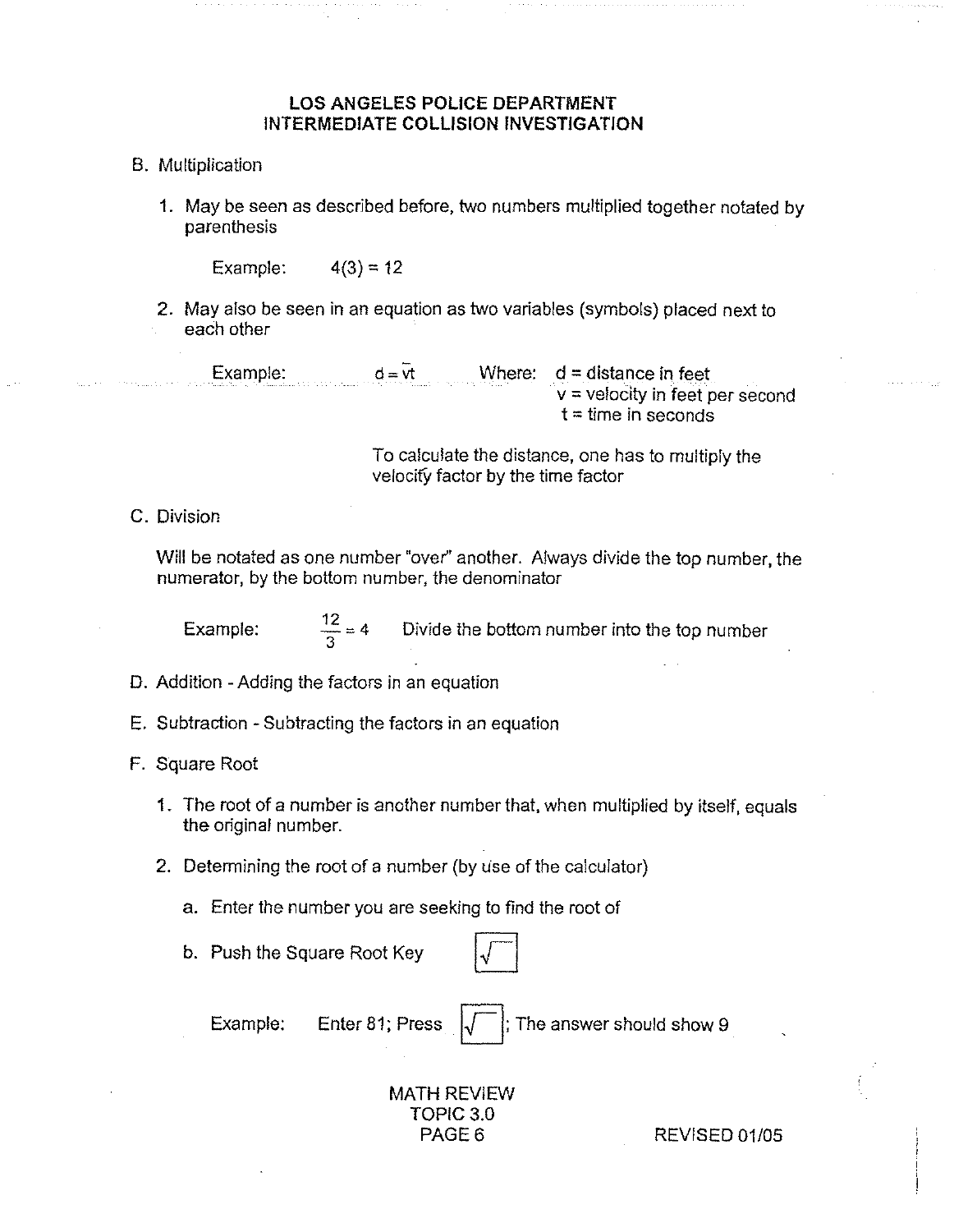B. Multiplication

1. May be seen as described before, two numbers multiplied together notated by parenthesis

   Example: $4(3) = 12$

2. May also be seen in an equation as two variables (symbols) placed next to each other

   Example: $d = \bar{v}t$ Where: d = distance in feet  
   v = velocity in feet per second  
   t = time in seconds

   To calculate the distance, one has to multiply the velocity factor by the time factor

C. Division

Will be notated as one number "over" another. Always divide the top number, the numerator, by the bottom number, the denominator

Example: $\frac{12}{3} = 4$ Divide the bottom number into the top number

D. Addition - Adding the factors in an equation

E. Subtraction - Subtracting the factors in an equation

F. Square Root

1. The root of a number is another number that, when multiplied by itself, equals the original number.

2. Determining the root of a number (by use of the calculator)

   a. Enter the number you are seeking to find the root of

   b. Push the Square Root Key [√]

   Example: Enter 81; Press [√]; The answer should show 9

MATH REVIEW  
TOPIC 3.0  
PAGE 6 REVISED 01/05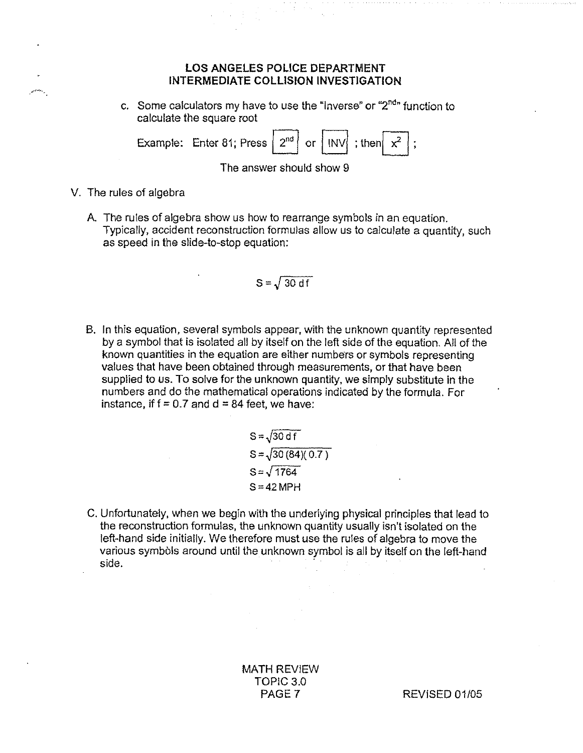c. Some calculators my have to use the "Inverse" or "2nd" function to calculate the square root

Example: Enter 81; Press [2nd] or [INV] ; then [$x^2$] ;

The answer should show 9

V. The rules of algebra

A. The rules of algebra show us how to rearrange symbols in an equation. Typically, accident reconstruction formulas allow us to calculate a quantity, such as speed in the slide-to-stop equation:

$$S = \sqrt{30\,d\,f}$$

B. In this equation, several symbols appear, with the unknown quantity represented by a symbol that is isolated all by itself on the left side of the equation. All of the known quantities in the equation are either numbers or symbols representing values that have been obtained through measurements, or that have been supplied to us. To solve for the unknown quantity, we simply substitute in the numbers and do the mathematical operations indicated by the formula. For instance, if f = 0.7 and d = 84 feet, we have:

$$S = \sqrt{30\,d\,f}$$
$$S = \sqrt{30\,(84)(\,0.7\,)}$$
$$S = \sqrt{1764}$$
$$S = 42\text{ MPH}$$

C. Unfortunately, when we begin with the underlying physical principles that lead to the reconstruction formulas, the unknown quantity usually isn't isolated on the left-hand side initially. We therefore must use the rules of algebra to move the various symbols around until the unknown symbol is all by itself on the left-hand side.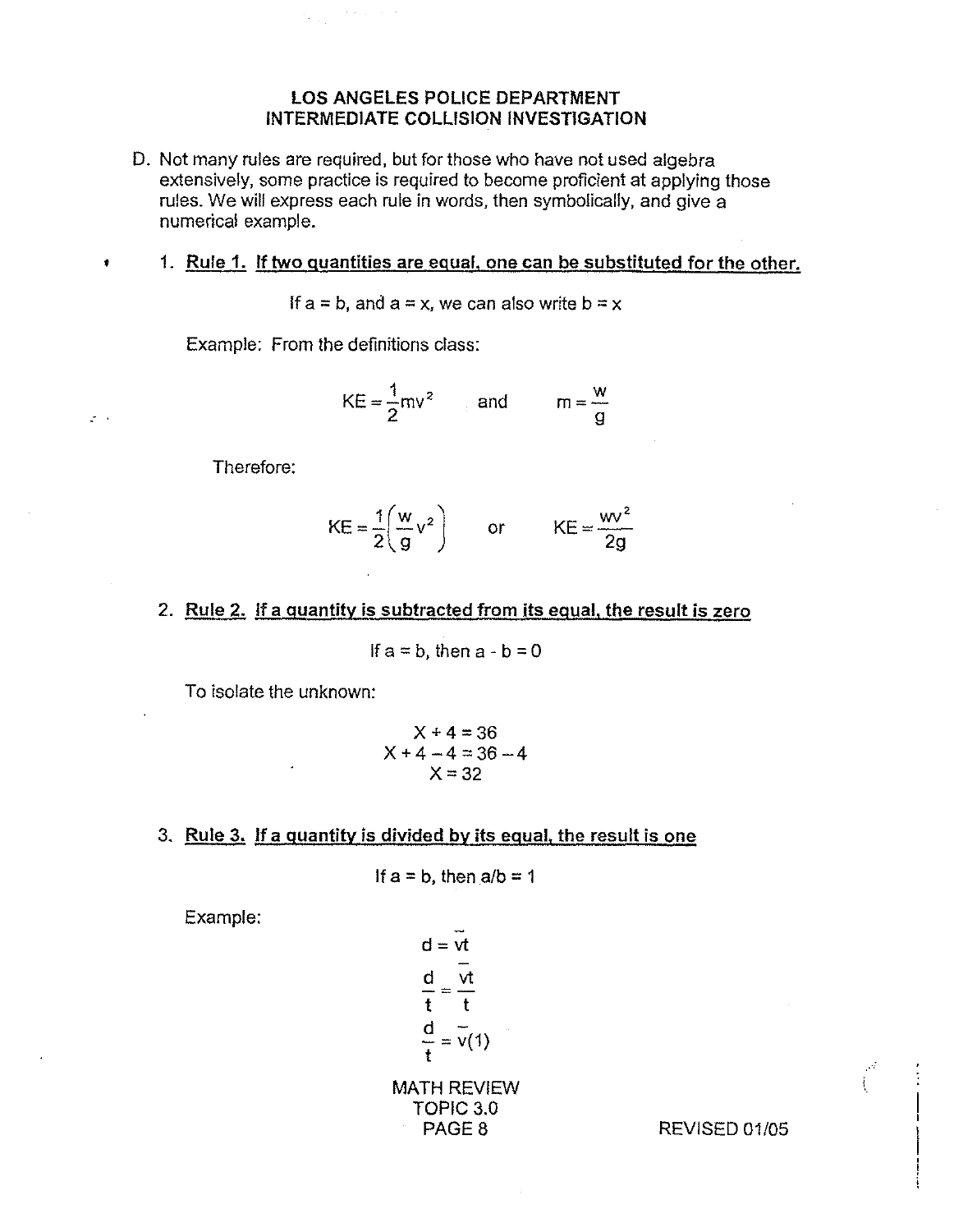# LOS ANGELES POLICE DEPARTMENT
## INTERMEDIATE COLLISION INVESTIGATION

D. Not many rules are required, but for those who have not used algebra extensively, some practice is required to become proficient at applying those rules. We will express each rule in words, then symbolically, and give a numerical example.

1. **Rule 1.** **If two quantities are equal, one can be substituted for the other.**

   If a = b, and a = x, we can also write b = x

   Example: From the definitions class:

$$KE = \frac{1}{2}mv^2 \qquad \text{and} \qquad m = \frac{w}{g}$$

   Therefore:

$$KE = \frac{1}{2}\left(\frac{w}{g}v^2\right) \qquad \text{or} \qquad KE = \frac{wv^2}{2g}$$

2. **Rule 2.** **If a quantity is subtracted from its equal, the result is zero**

   If a = b, then a - b = 0

   To isolate the unknown:

$$X + 4 = 36$$
$$X + 4 - 4 = 36 - 4$$
$$X = 32$$

3. **Rule 3.** **If a quantity is divided by its equal, the result is one**

   If a = b, then a/b = 1

   Example:

$$d = \bar{v}t$$
$$\frac{d}{t} = \frac{\bar{v}t}{t}$$
$$\frac{d}{t} = \bar{v}(1)$$

MATH REVIEW
TOPIC 3.0
PAGE 8

REVISED 01/05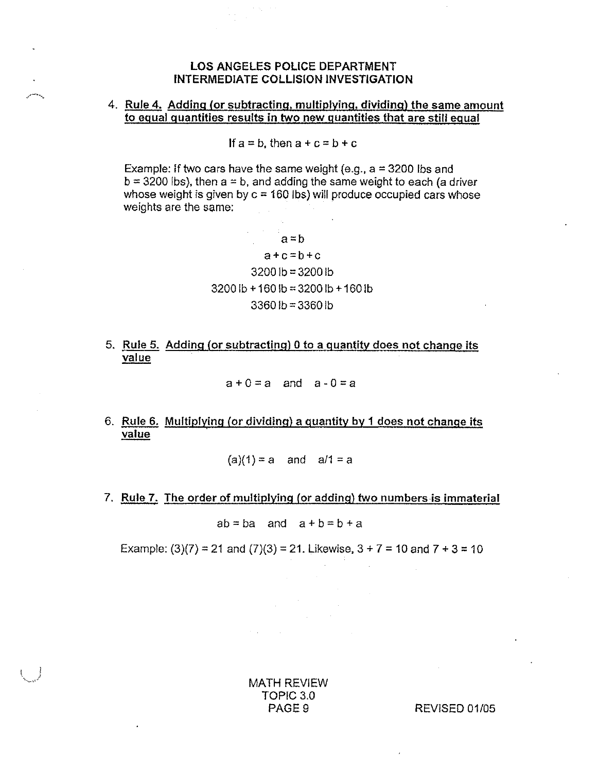4. **Rule 4. Adding (or subtracting, multiplying, dividing) the same amount to equal quantities results in two new quantities that are still equal**

   If $a = b$, then $a + c = b + c$

   Example: If two cars have the same weight (e.g., $a = 3200$ lbs and $b = 3200$ lbs), then $a = b$, and adding the same weight to each (a driver whose weight is given by $c = 160$ lbs) will produce occupied cars whose weights are the same:

$$a = b$$

$$a + c = b + c$$

$$3200\,\text{lb} = 3200\,\text{lb}$$

$$3200\,\text{lb} + 160\,\text{lb} = 3200\,\text{lb} + 160\,\text{lb}$$

$$3360\,\text{lb} = 3360\,\text{lb}$$

5. **Rule 5. Adding (or subtracting) 0 to a quantity does not change its value**

$$a + 0 = a \quad \text{and} \quad a - 0 = a$$

6. **Rule 6. Multiplying (or dividing) a quantity by 1 does not change its value**

$$(a)(1) = a \quad \text{and} \quad a/1 = a$$

7. **Rule 7. The order of multiplying (or adding) two numbers is immaterial**

$$ab = ba \quad \text{and} \quad a + b = b + a$$

   Example: $(3)(7) = 21$ and $(7)(3) = 21$. Likewise, $3 + 7 = 10$ and $7 + 3 = 10$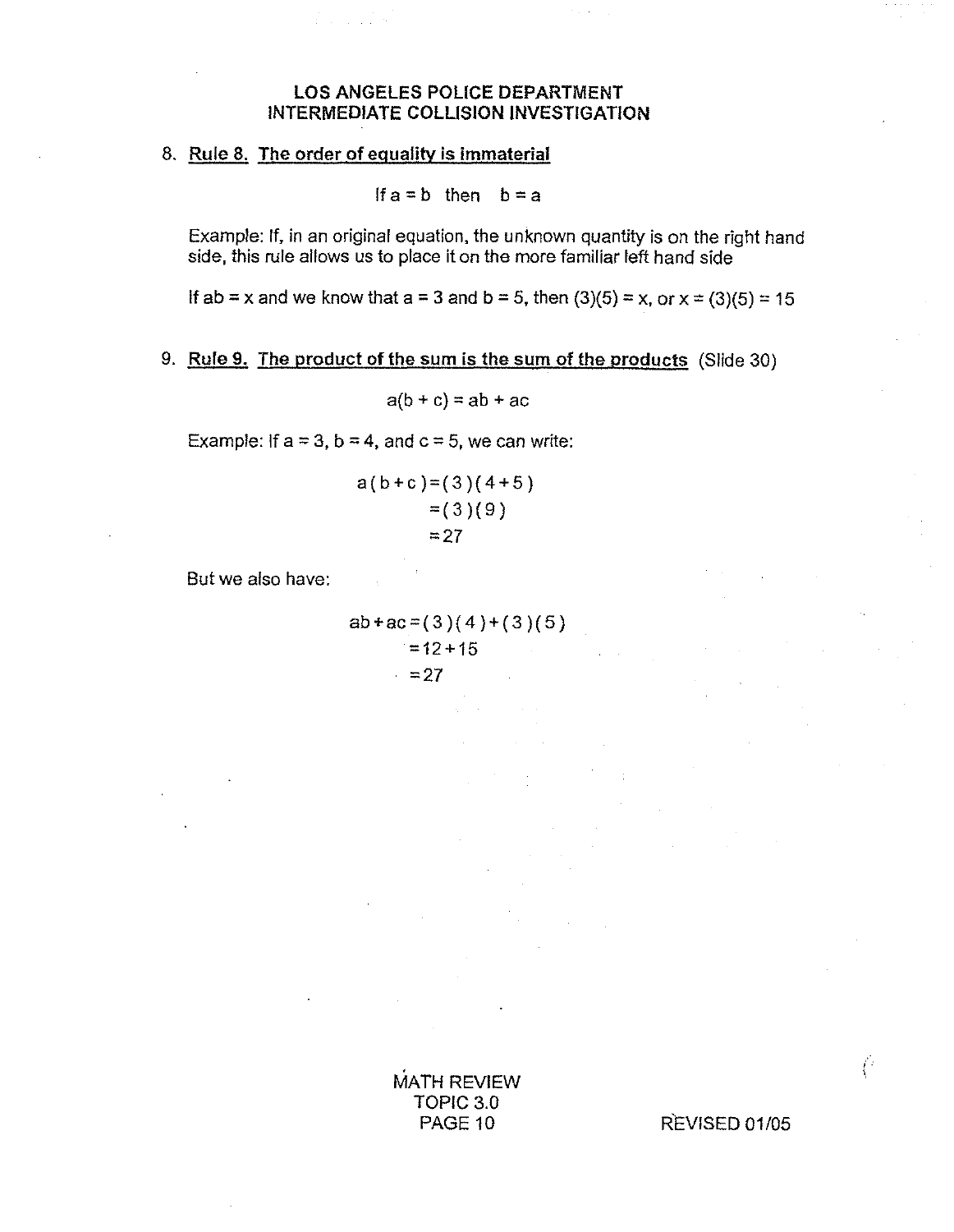8. **Rule 8. The order of equality is immaterial**

$$\text{If } a = b \text{ then } b = a$$

Example: If, in an original equation, the unknown quantity is on the right hand side, this rule allows us to place it on the more familiar left hand side

If $ab = x$ and we know that $a = 3$ and $b = 5$, then $(3)(5) = x$, or $x = (3)(5) = 15$

9. **Rule 9. The product of the sum is the sum of the products** (Slide 30)

$$a(b + c) = ab + ac$$

Example: If $a = 3$, $b = 4$, and $c = 5$, we can write:

$$\begin{aligned} a(b+c) &= (3)(4+5) \\ &= (3)(9) \\ &= 27 \end{aligned}$$

But we also have:

$$\begin{aligned} ab + ac &= (3)(4) + (3)(5) \\ &= 12 + 15 \\ &= 27 \end{aligned}$$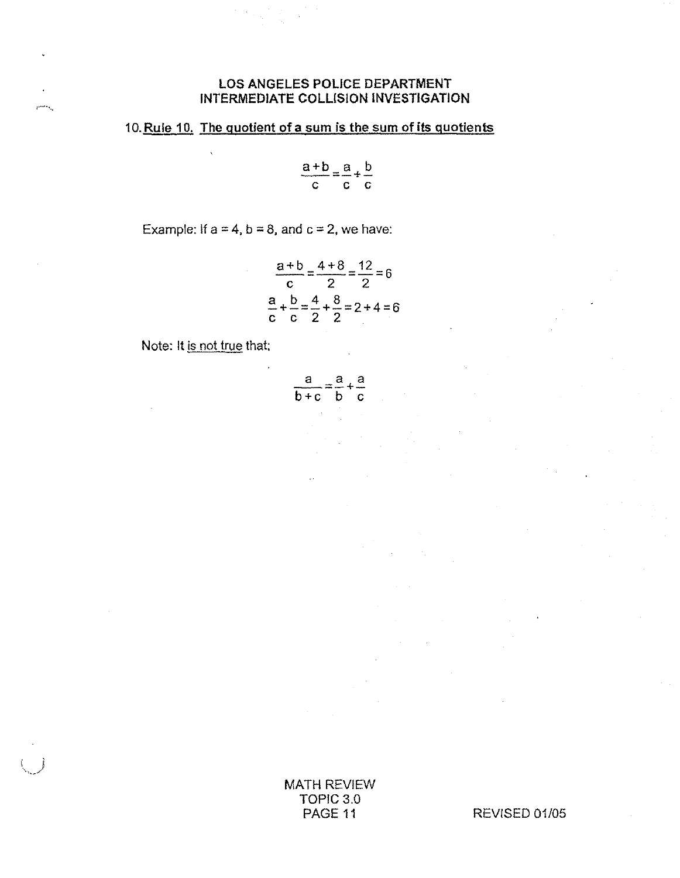10. <u>Rule 10. The quotient of a sum is the sum of its quotients</u>

$$\frac{a+b}{c}=\frac{a}{c}+\frac{b}{c}$$

Example: If a = 4, b = 8, and c = 2, we have:

$$\frac{a+b}{c}=\frac{4+8}{2}=\frac{12}{2}=6$$

$$\frac{a}{c}+\frac{b}{c}=\frac{4}{2}+\frac{8}{2}=2+4=6$$

Note: It <u>is not true</u> that;

$$\frac{a}{b+c}=\frac{a}{b}+\frac{a}{c}$$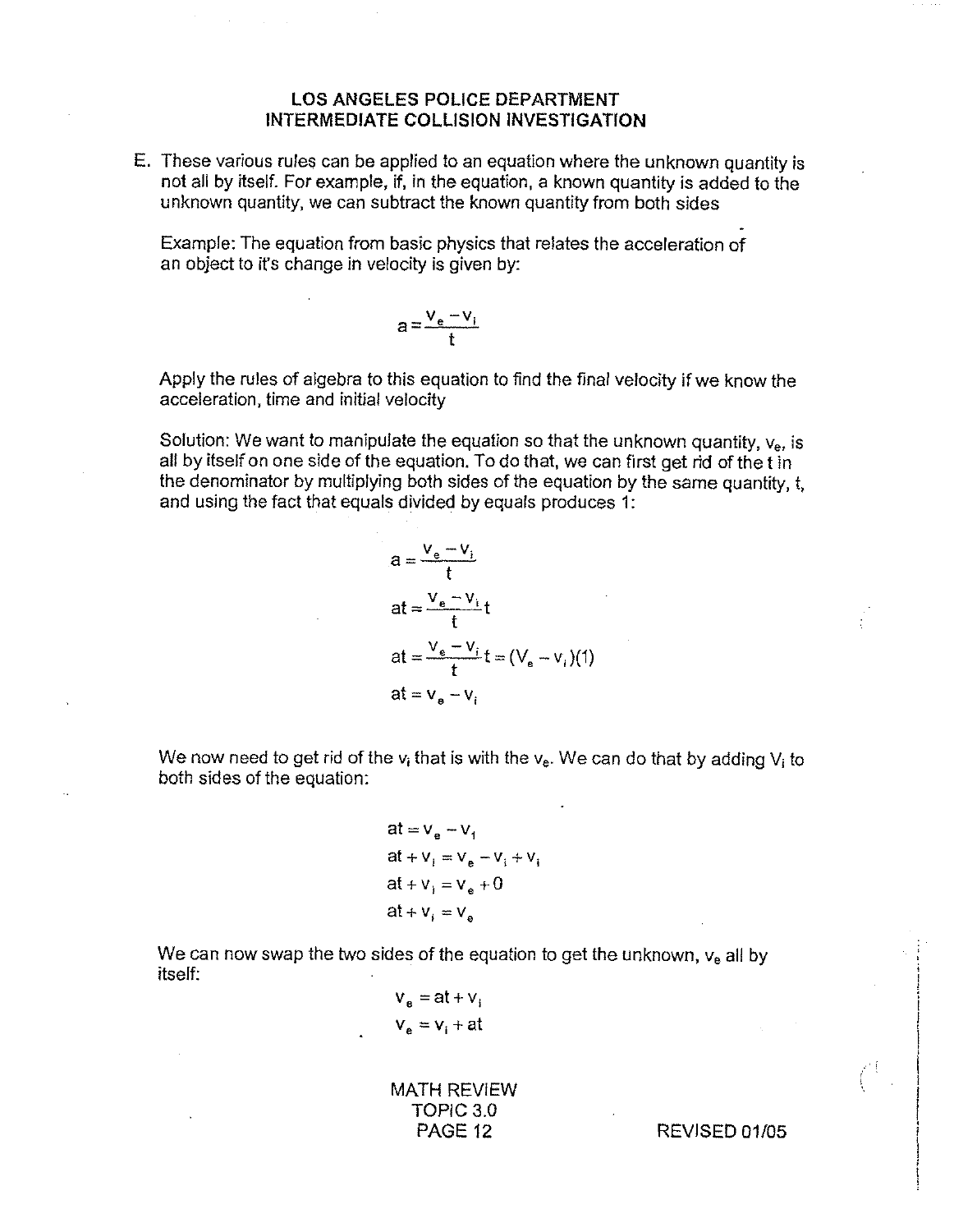E. These various rules can be applied to an equation where the unknown quantity is not all by itself. For example, if, in the equation, a known quantity is added to the unknown quantity, we can subtract the known quantity from both sides

Example: The equation from basic physics that relates the acceleration of an object to it's change in velocity is given by:

$$a = \frac{v_e - v_i}{t}$$

Apply the rules of algebra to this equation to find the final velocity if we know the acceleration, time and initial velocity

Solution: We want to manipulate the equation so that the unknown quantity, $v_e$, is all by itself on one side of the equation. To do that, we can first get rid of the t in the denominator by multiplying both sides of the equation by the same quantity, t, and using the fact that equals divided by equals produces 1:

$$a = \frac{v_e - v_i}{t}$$

$$at = \frac{v_e - v_i}{t} t$$

$$at = \frac{v_e - v_i}{t} t = (V_e - v_i)(1)$$

$$at = v_e - v_i$$

We now need to get rid of the $v_i$ that is with the $v_e$. We can do that by adding $V_i$ to both sides of the equation:

$$at = v_e - v_1$$

$$at + v_i = v_e - v_i + v_i$$

$$at + v_i = v_e + 0$$

$$at + v_i = v_e$$

We can now swap the two sides of the equation to get the unknown, $v_e$ all by itself:

$$v_e = at + v_i$$

$$v_e = v_i + at$$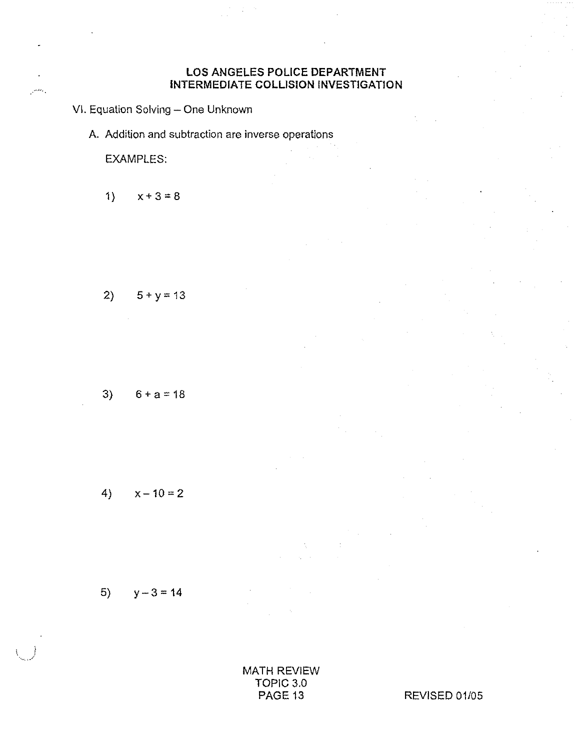# LOS ANGELES POLICE DEPARTMENT
# INTERMEDIATE COLLISION INVESTIGATION

## VI. Equation Solving – One Unknown

### A. Addition and subtraction are inverse operations

EXAMPLES:

1) $x + 3 = 8$

2) $5 + y = 13$

3) $6 + a = 18$

4) $x - 10 = 2$

5) $y - 3 = 14$

MATH REVIEW
TOPIC 3.0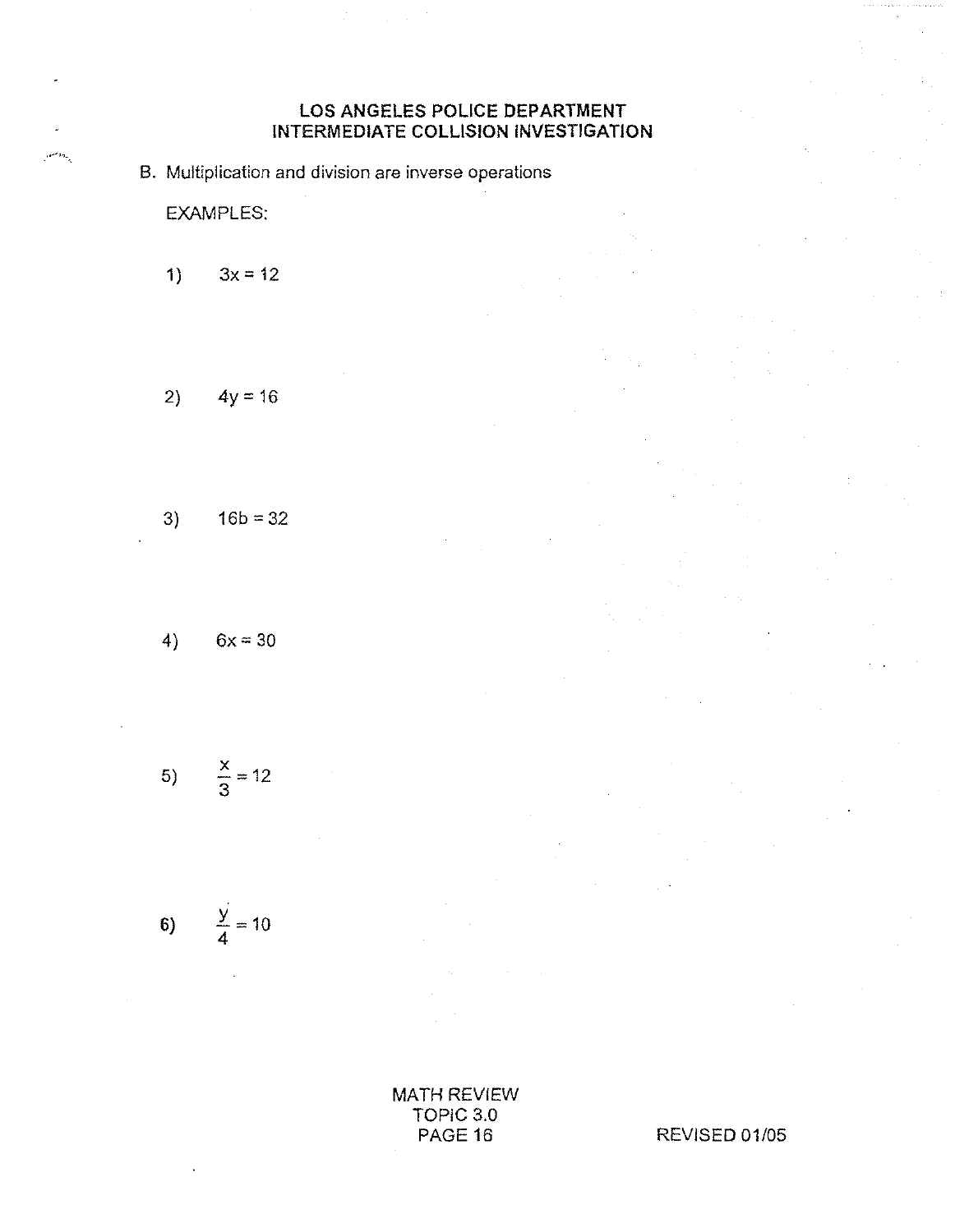B. Multiplication and division are inverse operations

EXAMPLES:

1) $3x = 12$

2) $4y = 16$

3) $16b = 32$

4) $6x = 30$

5) $\frac{x}{3} = 12$

6) $\frac{y}{4} = 10$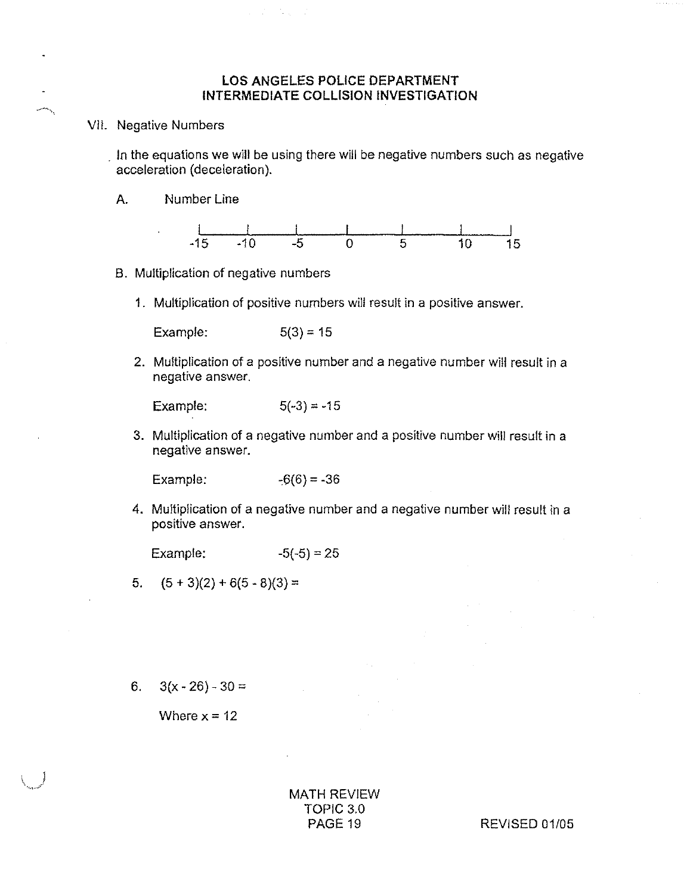# LOS ANGELES POLICE DEPARTMENT
## INTERMEDIATE COLLISION INVESTIGATION

VII. Negative Numbers

In the equations we will be using there will be negative numbers such as negative acceleration (deceleration).

A. Number Line

-15 -10 -5 0 5 10 15

B. Multiplication of negative numbers

1. Multiplication of positive numbers will result in a positive answer.

   Example: $5(3) = 15$

2. Multiplication of a positive number and a negative number will result in a negative answer.

   Example: $5(-3) = -15$

3. Multiplication of a negative number and a positive number will result in a negative answer.

   Example: $-6(6) = -36$

4. Multiplication of a negative number and a negative number will result in a positive answer.

   Example: $-5(-5) = 25$

5. $(5 + 3)(2) + 6(5 - 8)(3) =$

6. $3(x - 26) - 30 =$

   Where $x = 12$

MATH REVIEW
TOPIC 3.0